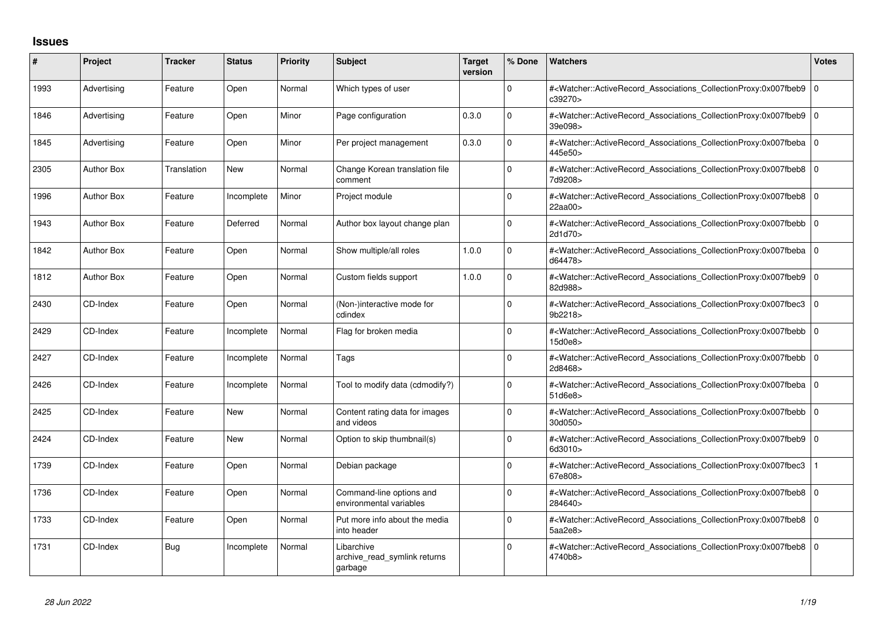## Issues

| # | Project | Tracker | Status | Priority | Subject | Target version | % Done | Watchers | Votes |
|---|---|---|---|---|---|---|---|---|---|
| 1993 | Advertising | Feature | Open | Normal | Which types of user | | 0 | #<Watcher::ActiveRecord_Associations_CollectionProxy:0x007fbeb9c39270> | 0 |
| 1846 | Advertising | Feature | Open | Minor | Page configuration | 0.3.0 | 0 | #<Watcher::ActiveRecord_Associations_CollectionProxy:0x007fbeb939e098> | 0 |
| 1845 | Advertising | Feature | Open | Minor | Per project management | 0.3.0 | 0 | #<Watcher::ActiveRecord_Associations_CollectionProxy:0x007fbeba445e50> | 0 |
| 2305 | Author Box | Translation | New | Normal | Change Korean translation file comment | | 0 | #<Watcher::ActiveRecord_Associations_CollectionProxy:0x007fbeb87d9208> | 0 |
| 1996 | Author Box | Feature | Incomplete | Minor | Project module | | 0 | #<Watcher::ActiveRecord_Associations_CollectionProxy:0x007fbeb822aa00> | 0 |
| 1943 | Author Box | Feature | Deferred | Normal | Author box layout change plan | | 0 | #<Watcher::ActiveRecord_Associations_CollectionProxy:0x007fbebb2d1d70> | 0 |
| 1842 | Author Box | Feature | Open | Normal | Show multiple/all roles | 1.0.0 | 0 | #<Watcher::ActiveRecord_Associations_CollectionProxy:0x007fbebad64478> | 0 |
| 1812 | Author Box | Feature | Open | Normal | Custom fields support | 1.0.0 | 0 | #<Watcher::ActiveRecord_Associations_CollectionProxy:0x007fbeb982d988> | 0 |
| 2430 | CD-Index | Feature | Open | Normal | (Non-)interactive mode for cdindex | | 0 | #<Watcher::ActiveRecord_Associations_CollectionProxy:0x007fbec39b2218> | 0 |
| 2429 | CD-Index | Feature | Incomplete | Normal | Flag for broken media | | 0 | #<Watcher::ActiveRecord_Associations_CollectionProxy:0x007fbebb15d0e8> | 0 |
| 2427 | CD-Index | Feature | Incomplete | Normal | Tags | | 0 | #<Watcher::ActiveRecord_Associations_CollectionProxy:0x007fbebb2d8468> | 0 |
| 2426 | CD-Index | Feature | Incomplete | Normal | Tool to modify data (cdmodify?) | | 0 | #<Watcher::ActiveRecord_Associations_CollectionProxy:0x007fbeba51d6e8> | 0 |
| 2425 | CD-Index | Feature | New | Normal | Content rating data for images and videos | | 0 | #<Watcher::ActiveRecord_Associations_CollectionProxy:0x007fbebb30d050> | 0 |
| 2424 | CD-Index | Feature | New | Normal | Option to skip thumbnail(s) | | 0 | #<Watcher::ActiveRecord_Associations_CollectionProxy:0x007fbeb96d3010> | 0 |
| 1739 | CD-Index | Feature | Open | Normal | Debian package | | 0 | #<Watcher::ActiveRecord_Associations_CollectionProxy:0x007fbec367e808> | 1 |
| 1736 | CD-Index | Feature | Open | Normal | Command-line options and environmental variables | | 0 | #<Watcher::ActiveRecord_Associations_CollectionProxy:0x007fbeb8284640> | 0 |
| 1733 | CD-Index | Feature | Open | Normal | Put more info about the media into header | | 0 | #<Watcher::ActiveRecord_Associations_CollectionProxy:0x007fbeb85aa2e8> | 0 |
| 1731 | CD-Index | Bug | Incomplete | Normal | Libarchive archive_read_symlink returns garbage | | 0 | #<Watcher::ActiveRecord_Associations_CollectionProxy:0x007fbeb84740b8> | 0 |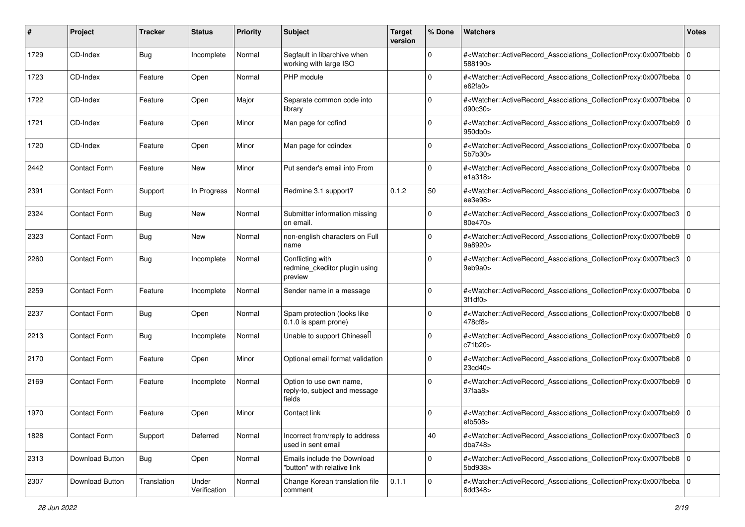| # | Project | Tracker | Status | Priority | Subject | Target version | % Done | Watchers | Votes |
|---|---|---|---|---|---|---|---|---|---|
| 1729 | CD-Index | Bug | Incomplete | Normal | Segfault in libarchive when working with large ISO | | 0 | #<Watcher::ActiveRecord_Associations_CollectionProxy:0x007fbebb588190> | 0 |
| 1723 | CD-Index | Feature | Open | Normal | PHP module | | 0 | #<Watcher::ActiveRecord_Associations_CollectionProxy:0x007fbebae62fa0> | 0 |
| 1722 | CD-Index | Feature | Open | Major | Separate common code into library | | 0 | #<Watcher::ActiveRecord_Associations_CollectionProxy:0x007fbebad90c30> | 0 |
| 1721 | CD-Index | Feature | Open | Minor | Man page for cdfind | | 0 | #<Watcher::ActiveRecord_Associations_CollectionProxy:0x007fbeb9950db0> | 0 |
| 1720 | CD-Index | Feature | Open | Minor | Man page for cdindex | | 0 | #<Watcher::ActiveRecord_Associations_CollectionProxy:0x007fbeba5b7b30> | 0 |
| 2442 | Contact Form | Feature | New | Minor | Put sender's email into From | | 0 | #<Watcher::ActiveRecord_Associations_CollectionProxy:0x007fbebae1a318> | 0 |
| 2391 | Contact Form | Support | In Progress | Normal | Redmine 3.1 support? | 0.1.2 | 50 | #<Watcher::ActiveRecord_Associations_CollectionProxy:0x007fbebaee3e98> | 0 |
| 2324 | Contact Form | Bug | New | Normal | Submitter information missing on email. | | 0 | #<Watcher::ActiveRecord_Associations_CollectionProxy:0x007fbec380e470> | 0 |
| 2323 | Contact Form | Bug | New | Normal | non-english characters on Full name | | 0 | #<Watcher::ActiveRecord_Associations_CollectionProxy:0x007fbeb99a8920> | 0 |
| 2260 | Contact Form | Bug | Incomplete | Normal | Conflicting with redmine_ckeditor plugin using preview | | 0 | #<Watcher::ActiveRecord_Associations_CollectionProxy:0x007fbec39eb9a0> | 0 |
| 2259 | Contact Form | Feature | Incomplete | Normal | Sender name in a message | | 0 | #<Watcher::ActiveRecord_Associations_CollectionProxy:0x007fbeba3f1df0> | 0 |
| 2237 | Contact Form | Bug | Open | Normal | Spam protection (looks like 0.1.0 is spam prone) | | 0 | #<Watcher::ActiveRecord_Associations_CollectionProxy:0x007fbeb8478cf8> | 0 |
| 2213 | Contact Form | Bug | Incomplete | Normal | Unable to support Chinese | | 0 | #<Watcher::ActiveRecord_Associations_CollectionProxy:0x007fbeb9c71b20> | 0 |
| 2170 | Contact Form | Feature | Open | Minor | Optional email format validation | | 0 | #<Watcher::ActiveRecord_Associations_CollectionProxy:0x007fbeb823cd40> | 0 |
| 2169 | Contact Form | Feature | Incomplete | Normal | Option to use own name, reply-to, subject and message fields | | 0 | #<Watcher::ActiveRecord_Associations_CollectionProxy:0x007fbeb937faa8> | 0 |
| 1970 | Contact Form | Feature | Open | Minor | Contact link | | 0 | #<Watcher::ActiveRecord_Associations_CollectionProxy:0x007fbeb9efb508> | 0 |
| 1828 | Contact Form | Support | Deferred | Normal | Incorrect from/reply to address used in sent email | | 40 | #<Watcher::ActiveRecord_Associations_CollectionProxy:0x007fbec3dba748> | 0 |
| 2313 | Download Button | Bug | Open | Normal | Emails include the Download "button" with relative link | | 0 | #<Watcher::ActiveRecord_Associations_CollectionProxy:0x007fbeb85bd938> | 0 |
| 2307 | Download Button | Translation | Under Verification | Normal | Change Korean translation file comment | 0.1.1 | 0 | #<Watcher::ActiveRecord_Associations_CollectionProxy:0x007fbeba6dd348> | 0 |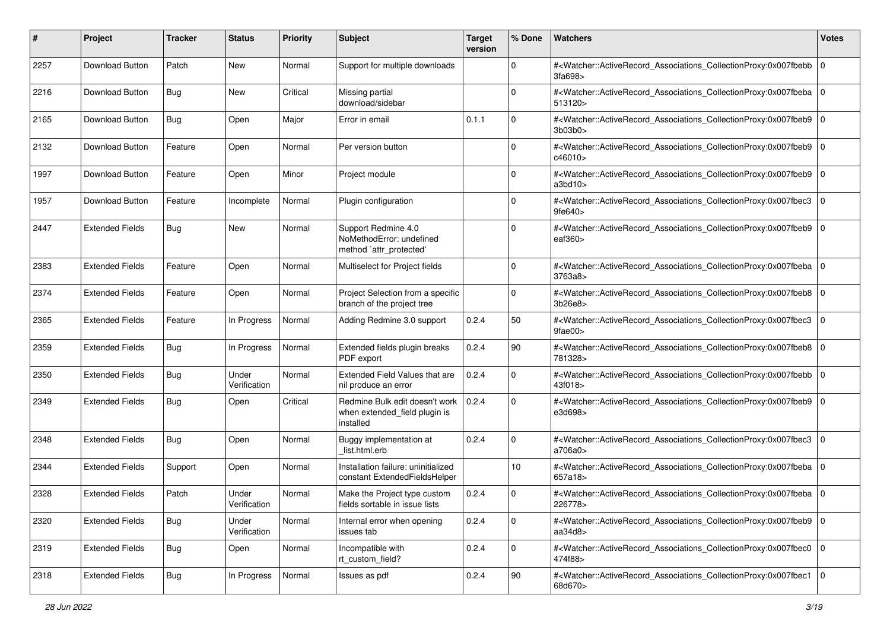| # | Project | Tracker | Status | Priority | Subject | Target version | % Done | Watchers | Votes |
|---|---|---|---|---|---|---|---|---|---|
| 2257 | Download Button | Patch | New | Normal | Support for multiple downloads | | 0 | #<Watcher::ActiveRecord_Associations_CollectionProxy:0x007fbebb3fa698> | 0 |
| 2216 | Download Button | Bug | New | Critical | Missing partial download/sidebar | | 0 | #<Watcher::ActiveRecord_Associations_CollectionProxy:0x007fbeba513120> | 0 |
| 2165 | Download Button | Bug | Open | Major | Error in email | 0.1.1 | 0 | #<Watcher::ActiveRecord_Associations_CollectionProxy:0x007fbeb93b03b0> | 0 |
| 2132 | Download Button | Feature | Open | Normal | Per version button | | 0 | #<Watcher::ActiveRecord_Associations_CollectionProxy:0x007fbeb9c46010> | 0 |
| 1997 | Download Button | Feature | Open | Minor | Project module | | 0 | #<Watcher::ActiveRecord_Associations_CollectionProxy:0x007fbeb9a3bd10> | 0 |
| 1957 | Download Button | Feature | Incomplete | Normal | Plugin configuration | | 0 | #<Watcher::ActiveRecord_Associations_CollectionProxy:0x007fbec39fe640> | 0 |
| 2447 | Extended Fields | Bug | New | Normal | Support Redmine 4.0 NoMethodError: undefined method `attr_protected' | | 0 | #<Watcher::ActiveRecord_Associations_CollectionProxy:0x007fbeb9eaf360> | 0 |
| 2383 | Extended Fields | Feature | Open | Normal | Multiselect for Project fields | | 0 | #<Watcher::ActiveRecord_Associations_CollectionProxy:0x007fbeba3763a8> | 0 |
| 2374 | Extended Fields | Feature | Open | Normal | Project Selection from a specific branch of the project tree | | 0 | #<Watcher::ActiveRecord_Associations_CollectionProxy:0x007fbeb83b26e8> | 0 |
| 2365 | Extended Fields | Feature | In Progress | Normal | Adding Redmine 3.0 support | 0.2.4 | 50 | #<Watcher::ActiveRecord_Associations_CollectionProxy:0x007fbec39fae00> | 0 |
| 2359 | Extended Fields | Bug | In Progress | Normal | Extended fields plugin breaks PDF export | 0.2.4 | 90 | #<Watcher::ActiveRecord_Associations_CollectionProxy:0x007fbeb8781328> | 0 |
| 2350 | Extended Fields | Bug | Under Verification | Normal | Extended Field Values that are nil produce an error | 0.2.4 | 0 | #<Watcher::ActiveRecord_Associations_CollectionProxy:0x007fbebb43f018> | 0 |
| 2349 | Extended Fields | Bug | Open | Critical | Redmine Bulk edit doesn't work when extended_field plugin is installed | 0.2.4 | 0 | #<Watcher::ActiveRecord_Associations_CollectionProxy:0x007fbeb9e3d698> | 0 |
| 2348 | Extended Fields | Bug | Open | Normal | Buggy implementation at _list.html.erb | 0.2.4 | 0 | #<Watcher::ActiveRecord_Associations_CollectionProxy:0x007fbec3a706a0> | 0 |
| 2344 | Extended Fields | Support | Open | Normal | Installation failure: uninitialized constant ExtendedFieldsHelper | | 10 | #<Watcher::ActiveRecord_Associations_CollectionProxy:0x007fbeba657a18> | 0 |
| 2328 | Extended Fields | Patch | Under Verification | Normal | Make the Project type custom fields sortable in issue lists | 0.2.4 | 0 | #<Watcher::ActiveRecord_Associations_CollectionProxy:0x007fbeba226778> | 0 |
| 2320 | Extended Fields | Bug | Under Verification | Normal | Internal error when opening issues tab | 0.2.4 | 0 | #<Watcher::ActiveRecord_Associations_CollectionProxy:0x007fbeb9aa34d8> | 0 |
| 2319 | Extended Fields | Bug | Open | Normal | Incompatible with rt_custom_field? | 0.2.4 | 0 | #<Watcher::ActiveRecord_Associations_CollectionProxy:0x007fbec0474f88> | 0 |
| 2318 | Extended Fields | Bug | In Progress | Normal | Issues as pdf | 0.2.4 | 90 | #<Watcher::ActiveRecord_Associations_CollectionProxy:0x007fbec168d670> | 0 |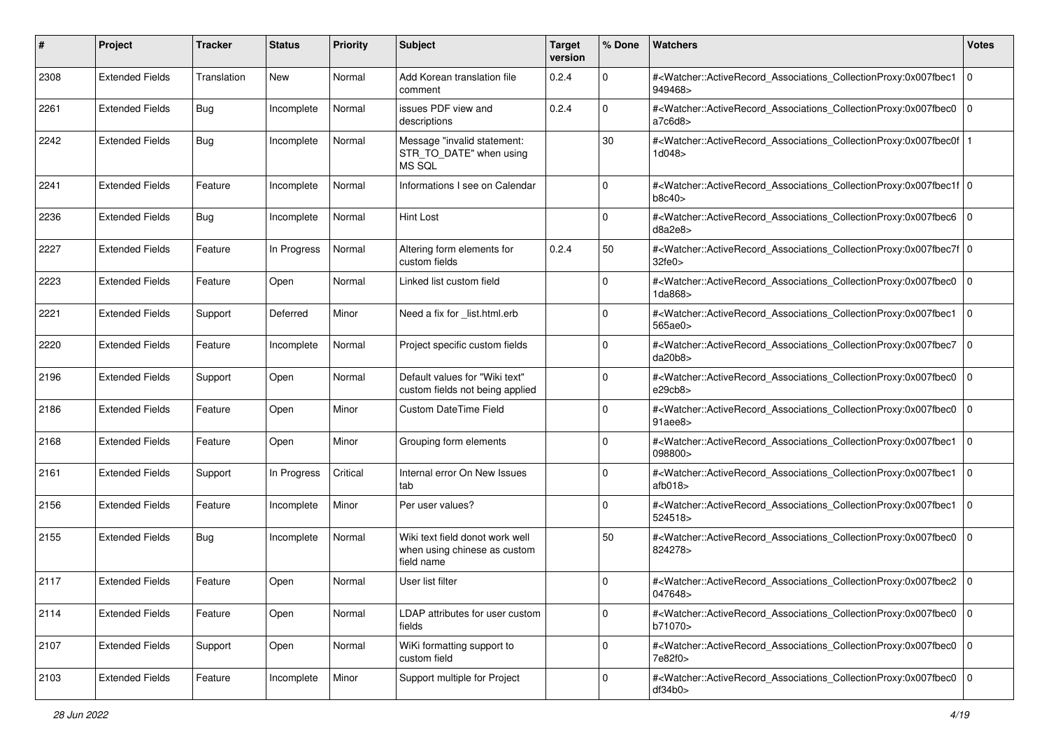| # | Project | Tracker | Status | Priority | Subject | Target version | % Done | Watchers | Votes |
|---|---|---|---|---|---|---|---|---|---|
| 2308 | Extended Fields | Translation | New | Normal | Add Korean translation file comment | 0.2.4 | 0 | #<Watcher::ActiveRecord_Associations_CollectionProxy:0x007fbec1949468> | 0 |
| 2261 | Extended Fields | Bug | Incomplete | Normal | issues PDF view and descriptions | 0.2.4 | 0 | #<Watcher::ActiveRecord_Associations_CollectionProxy:0x007fbec0a7c6d8> | 0 |
| 2242 | Extended Fields | Bug | Incomplete | Normal | Message "invalid statement: STR_TO_DATE" when using MS SQL | | 30 | #<Watcher::ActiveRecord_Associations_CollectionProxy:0x007fbec0f1d048> | 1 |
| 2241 | Extended Fields | Feature | Incomplete | Normal | Informations I see on Calendar | | 0 | #<Watcher::ActiveRecord_Associations_CollectionProxy:0x007fbec1fb8c40> | 0 |
| 2236 | Extended Fields | Bug | Incomplete | Normal | Hint Lost | | 0 | #<Watcher::ActiveRecord_Associations_CollectionProxy:0x007fbec6d8a2e8> | 0 |
| 2227 | Extended Fields | Feature | In Progress | Normal | Altering form elements for custom fields | 0.2.4 | 50 | #<Watcher::ActiveRecord_Associations_CollectionProxy:0x007fbec7f32fe0> | 0 |
| 2223 | Extended Fields | Feature | Open | Normal | Linked list custom field | | 0 | #<Watcher::ActiveRecord_Associations_CollectionProxy:0x007fbec01da868> | 0 |
| 2221 | Extended Fields | Support | Deferred | Minor | Need a fix for _list.html.erb | | 0 | #<Watcher::ActiveRecord_Associations_CollectionProxy:0x007fbec1565ae0> | 0 |
| 2220 | Extended Fields | Feature | Incomplete | Normal | Project specific custom fields | | 0 | #<Watcher::ActiveRecord_Associations_CollectionProxy:0x007fbec7da20b8> | 0 |
| 2196 | Extended Fields | Support | Open | Normal | Default values for "Wiki text" custom fields not being applied | | 0 | #<Watcher::ActiveRecord_Associations_CollectionProxy:0x007fbec0e29cb8> | 0 |
| 2186 | Extended Fields | Feature | Open | Minor | Custom DateTime Field | | 0 | #<Watcher::ActiveRecord_Associations_CollectionProxy:0x007fbec091aee8> | 0 |
| 2168 | Extended Fields | Feature | Open | Minor | Grouping form elements | | 0 | #<Watcher::ActiveRecord_Associations_CollectionProxy:0x007fbec1098800> | 0 |
| 2161 | Extended Fields | Support | In Progress | Critical | Internal error On New Issues tab | | 0 | #<Watcher::ActiveRecord_Associations_CollectionProxy:0x007fbec1afb018> | 0 |
| 2156 | Extended Fields | Feature | Incomplete | Minor | Per user values? | | 0 | #<Watcher::ActiveRecord_Associations_CollectionProxy:0x007fbec1524518> | 0 |
| 2155 | Extended Fields | Bug | Incomplete | Normal | Wiki text field donot work well when using chinese as custom field name | | 50 | #<Watcher::ActiveRecord_Associations_CollectionProxy:0x007fbec0824278> | 0 |
| 2117 | Extended Fields | Feature | Open | Normal | User list filter | | 0 | #<Watcher::ActiveRecord_Associations_CollectionProxy:0x007fbec2047648> | 0 |
| 2114 | Extended Fields | Feature | Open | Normal | LDAP attributes for user custom fields | | 0 | #<Watcher::ActiveRecord_Associations_CollectionProxy:0x007fbec0b71070> | 0 |
| 2107 | Extended Fields | Support | Open | Normal | WiKi formatting support to custom field | | 0 | #<Watcher::ActiveRecord_Associations_CollectionProxy:0x007fbec07e82f0> | 0 |
| 2103 | Extended Fields | Feature | Incomplete | Minor | Support multiple for Project | | 0 | #<Watcher::ActiveRecord_Associations_CollectionProxy:0x007fbec0df34b0> | 0 |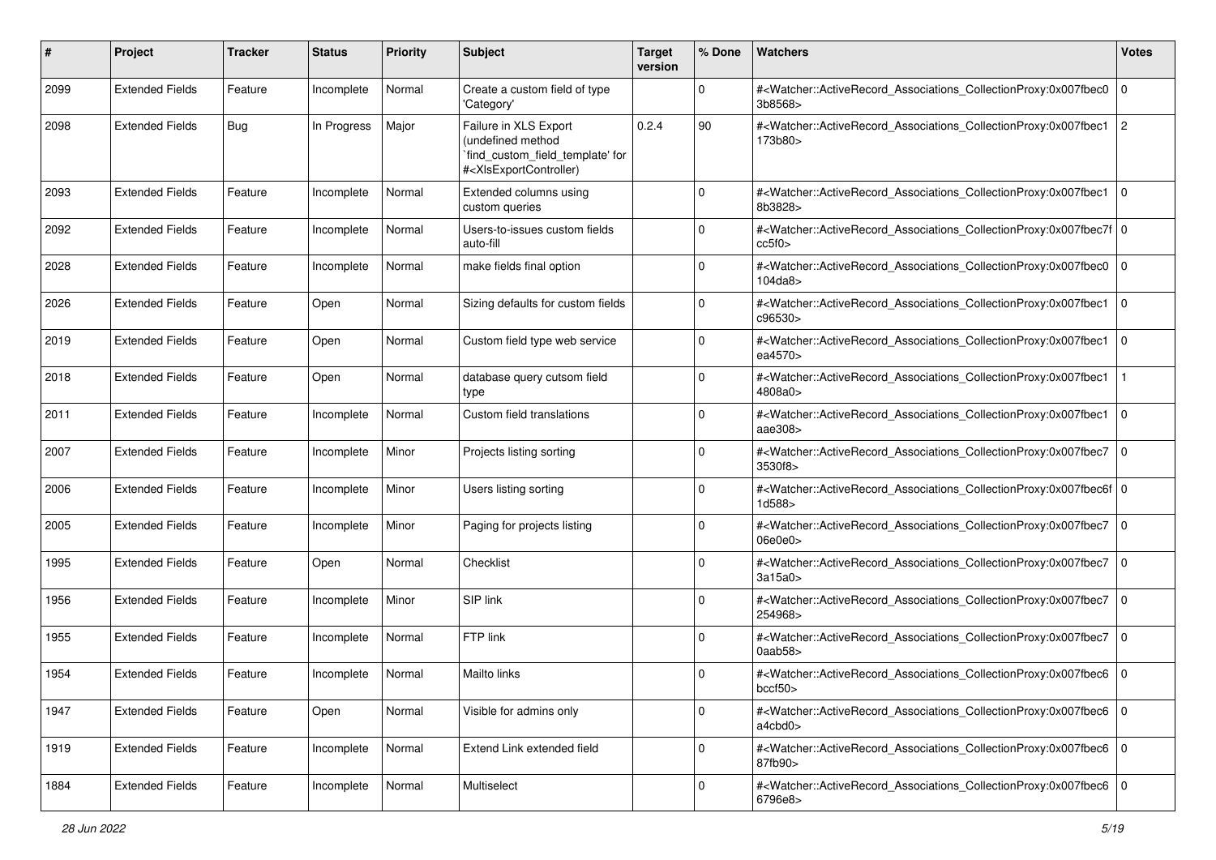| # | Project | Tracker | Status | Priority | Subject | Target version | % Done | Watchers | Votes |
|---|---|---|---|---|---|---|---|---|---|
| 2099 | Extended Fields | Feature | Incomplete | Normal | Create a custom field of type 'Category' | | 0 | #<Watcher::ActiveRecord_Associations_CollectionProxy:0x007fbec03b8568> | 0 |
| 2098 | Extended Fields | Bug | In Progress | Major | Failure in XLS Export (undefined method `find_custom_field_template' for #<XlsExportController) | 0.2.4 | 90 | #<Watcher::ActiveRecord_Associations_CollectionProxy:0x007fbec1173b80> | 2 |
| 2093 | Extended Fields | Feature | Incomplete | Normal | Extended columns using custom queries | | 0 | #<Watcher::ActiveRecord_Associations_CollectionProxy:0x007fbec18b3828> | 0 |
| 2092 | Extended Fields | Feature | Incomplete | Normal | Users-to-issues custom fields auto-fill | | 0 | #<Watcher::ActiveRecord_Associations_CollectionProxy:0x007fbec7fcc5f0> | 0 |
| 2028 | Extended Fields | Feature | Incomplete | Normal | make fields final option | | 0 | #<Watcher::ActiveRecord_Associations_CollectionProxy:0x007fbec0104da8> | 0 |
| 2026 | Extended Fields | Feature | Open | Normal | Sizing defaults for custom fields | | 0 | #<Watcher::ActiveRecord_Associations_CollectionProxy:0x007fbec1c96530> | 0 |
| 2019 | Extended Fields | Feature | Open | Normal | Custom field type web service | | 0 | #<Watcher::ActiveRecord_Associations_CollectionProxy:0x007fbec1ea4570> | 0 |
| 2018 | Extended Fields | Feature | Open | Normal | database query cutsom field type | | 0 | #<Watcher::ActiveRecord_Associations_CollectionProxy:0x007fbec14808a0> | 1 |
| 2011 | Extended Fields | Feature | Incomplete | Normal | Custom field translations | | 0 | #<Watcher::ActiveRecord_Associations_CollectionProxy:0x007fbec1aae308> | 0 |
| 2007 | Extended Fields | Feature | Incomplete | Minor | Projects listing sorting | | 0 | #<Watcher::ActiveRecord_Associations_CollectionProxy:0x007fbec73530f8> | 0 |
| 2006 | Extended Fields | Feature | Incomplete | Minor | Users listing sorting | | 0 | #<Watcher::ActiveRecord_Associations_CollectionProxy:0x007fbec6f1d588> | 0 |
| 2005 | Extended Fields | Feature | Incomplete | Minor | Paging for projects listing | | 0 | #<Watcher::ActiveRecord_Associations_CollectionProxy:0x007fbec706e0e0> | 0 |
| 1995 | Extended Fields | Feature | Open | Normal | Checklist | | 0 | #<Watcher::ActiveRecord_Associations_CollectionProxy:0x007fbec73a15a0> | 0 |
| 1956 | Extended Fields | Feature | Incomplete | Minor | SIP link | | 0 | #<Watcher::ActiveRecord_Associations_CollectionProxy:0x007fbec7254968> | 0 |
| 1955 | Extended Fields | Feature | Incomplete | Normal | FTP link | | 0 | #<Watcher::ActiveRecord_Associations_CollectionProxy:0x007fbec70aab58> | 0 |
| 1954 | Extended Fields | Feature | Incomplete | Normal | Mailto links | | 0 | #<Watcher::ActiveRecord_Associations_CollectionProxy:0x007fbec6bccf50> | 0 |
| 1947 | Extended Fields | Feature | Open | Normal | Visible for admins only | | 0 | #<Watcher::ActiveRecord_Associations_CollectionProxy:0x007fbec6a4cbd0> | 0 |
| 1919 | Extended Fields | Feature | Incomplete | Normal | Extend Link extended field | | 0 | #<Watcher::ActiveRecord_Associations_CollectionProxy:0x007fbec687fb90> | 0 |
| 1884 | Extended Fields | Feature | Incomplete | Normal | Multiselect | | 0 | #<Watcher::ActiveRecord_Associations_CollectionProxy:0x007fbec66796e8> | 0 |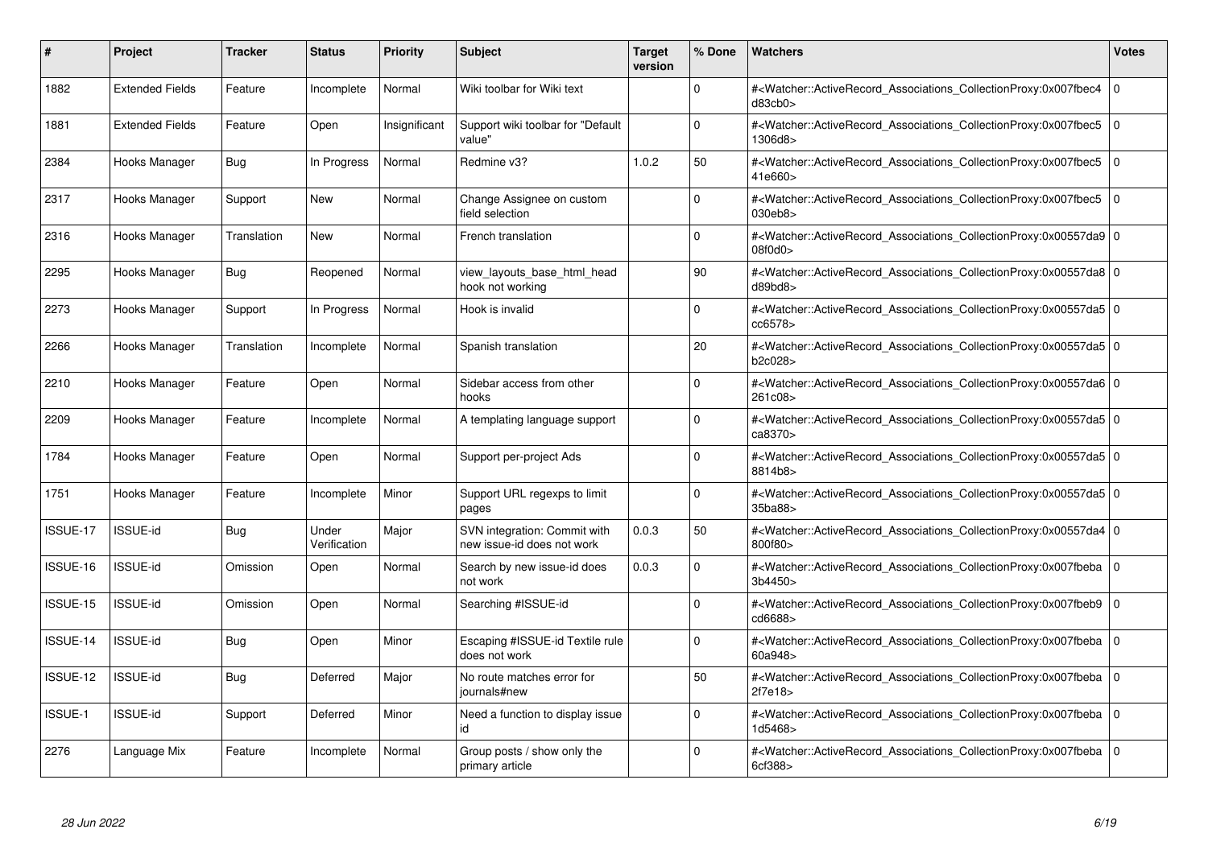| # | Project | Tracker | Status | Priority | Subject | Target version | % Done | Watchers | Votes |
|---|---|---|---|---|---|---|---|---|---|
| 1882 | Extended Fields | Feature | Incomplete | Normal | Wiki toolbar for Wiki text | | 0 | #<Watcher::ActiveRecord_Associations_CollectionProxy:0x007fbec4d83cb0> | 0 |
| 1881 | Extended Fields | Feature | Open | Insignificant | Support wiki toolbar for "Default value" | | 0 | #<Watcher::ActiveRecord_Associations_CollectionProxy:0x007fbec51306d8> | 0 |
| 2384 | Hooks Manager | Bug | In Progress | Normal | Redmine v3? | 1.0.2 | 50 | #<Watcher::ActiveRecord_Associations_CollectionProxy:0x007fbec541e660> | 0 |
| 2317 | Hooks Manager | Support | New | Normal | Change Assignee on custom field selection | | 0 | #<Watcher::ActiveRecord_Associations_CollectionProxy:0x007fbec5030eb8> | 0 |
| 2316 | Hooks Manager | Translation | New | Normal | French translation | | 0 | #<Watcher::ActiveRecord_Associations_CollectionProxy:0x00557da908f0d0> | 0 |
| 2295 | Hooks Manager | Bug | Reopened | Normal | view_layouts_base_html_head hook not working | | 90 | #<Watcher::ActiveRecord_Associations_CollectionProxy:0x00557da8d89bd8> | 0 |
| 2273 | Hooks Manager | Support | In Progress | Normal | Hook is invalid | | 0 | #<Watcher::ActiveRecord_Associations_CollectionProxy:0x00557da5cc6578> | 0 |
| 2266 | Hooks Manager | Translation | Incomplete | Normal | Spanish translation | | 20 | #<Watcher::ActiveRecord_Associations_CollectionProxy:0x00557da5b2c028> | 0 |
| 2210 | Hooks Manager | Feature | Open | Normal | Sidebar access from other hooks | | 0 | #<Watcher::ActiveRecord_Associations_CollectionProxy:0x00557da6261c08> | 0 |
| 2209 | Hooks Manager | Feature | Incomplete | Normal | A templating language support | | 0 | #<Watcher::ActiveRecord_Associations_CollectionProxy:0x00557da5ca8370> | 0 |
| 1784 | Hooks Manager | Feature | Open | Normal | Support per-project Ads | | 0 | #<Watcher::ActiveRecord_Associations_CollectionProxy:0x00557da58814b8> | 0 |
| 1751 | Hooks Manager | Feature | Incomplete | Minor | Support URL regexps to limit pages | | 0 | #<Watcher::ActiveRecord_Associations_CollectionProxy:0x00557da535ba88> | 0 |
| ISSUE-17 | ISSUE-id | Bug | Under Verification | Major | SVN integration: Commit with new issue-id does not work | 0.0.3 | 50 | #<Watcher::ActiveRecord_Associations_CollectionProxy:0x00557da4800f80> | 0 |
| ISSUE-16 | ISSUE-id | Omission | Open | Normal | Search by new issue-id does not work | 0.0.3 | 0 | #<Watcher::ActiveRecord_Associations_CollectionProxy:0x007fbeba3b4450> | 0 |
| ISSUE-15 | ISSUE-id | Omission | Open | Normal | Searching #ISSUE-id | | 0 | #<Watcher::ActiveRecord_Associations_CollectionProxy:0x007fbeb9cd6688> | 0 |
| ISSUE-14 | ISSUE-id | Bug | Open | Minor | Escaping #ISSUE-id Textile rule does not work | | 0 | #<Watcher::ActiveRecord_Associations_CollectionProxy:0x007fbeba60a948> | 0 |
| ISSUE-12 | ISSUE-id | Bug | Deferred | Major | No route matches error for journals#new | | 50 | #<Watcher::ActiveRecord_Associations_CollectionProxy:0x007fbeba2f7e18> | 0 |
| ISSUE-1 | ISSUE-id | Support | Deferred | Minor | Need a function to display issue id | | 0 | #<Watcher::ActiveRecord_Associations_CollectionProxy:0x007fbeba1d5468> | 0 |
| 2276 | Language Mix | Feature | Incomplete | Normal | Group posts / show only the primary article | | 0 | #<Watcher::ActiveRecord_Associations_CollectionProxy:0x007fbeba6cf388> | 0 |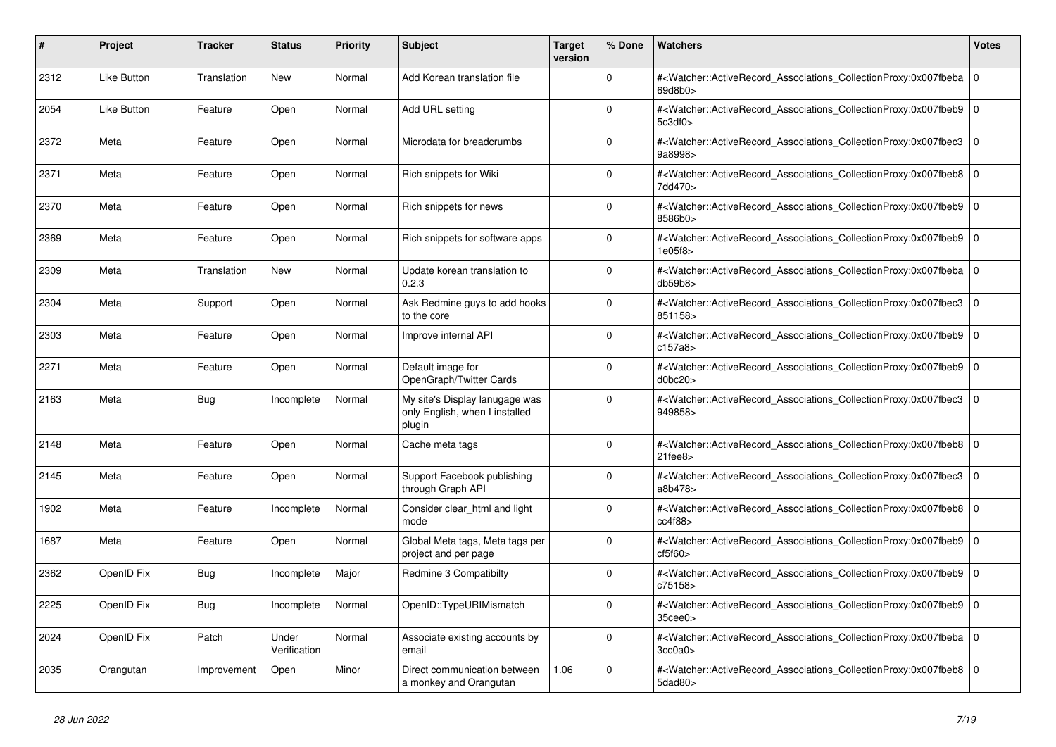| # | Project | Tracker | Status | Priority | Subject | Target version | % Done | Watchers | Votes |
|---|---|---|---|---|---|---|---|---|---|
| 2312 | Like Button | Translation | New | Normal | Add Korean translation file | | 0 | #<Watcher::ActiveRecord_Associations_CollectionProxy:0x007fbeba69d8b0> | 0 |
| 2054 | Like Button | Feature | Open | Normal | Add URL setting | | 0 | #<Watcher::ActiveRecord_Associations_CollectionProxy:0x007fbeb95c3df0> | 0 |
| 2372 | Meta | Feature | Open | Normal | Microdata for breadcrumbs | | 0 | #<Watcher::ActiveRecord_Associations_CollectionProxy:0x007fbec39a8998> | 0 |
| 2371 | Meta | Feature | Open | Normal | Rich snippets for Wiki | | 0 | #<Watcher::ActiveRecord_Associations_CollectionProxy:0x007fbeb87dd470> | 0 |
| 2370 | Meta | Feature | Open | Normal | Rich snippets for news | | 0 | #<Watcher::ActiveRecord_Associations_CollectionProxy:0x007fbeb98586b0> | 0 |
| 2369 | Meta | Feature | Open | Normal | Rich snippets for software apps | | 0 | #<Watcher::ActiveRecord_Associations_CollectionProxy:0x007fbeb91e05f8> | 0 |
| 2309 | Meta | Translation | New | Normal | Update korean translation to 0.2.3 | | 0 | #<Watcher::ActiveRecord_Associations_CollectionProxy:0x007fbebadb59b8> | 0 |
| 2304 | Meta | Support | Open | Normal | Ask Redmine guys to add hooks to the core | | 0 | #<Watcher::ActiveRecord_Associations_CollectionProxy:0x007fbec3851158> | 0 |
| 2303 | Meta | Feature | Open | Normal | Improve internal API | | 0 | #<Watcher::ActiveRecord_Associations_CollectionProxy:0x007fbeb9c157a8> | 0 |
| 2271 | Meta | Feature | Open | Normal | Default image for OpenGraph/Twitter Cards | | 0 | #<Watcher::ActiveRecord_Associations_CollectionProxy:0x007fbeb9d0bc20> | 0 |
| 2163 | Meta | Bug | Incomplete | Normal | My site's Display lanugage was only English, when I installed plugin | | 0 | #<Watcher::ActiveRecord_Associations_CollectionProxy:0x007fbec3949858> | 0 |
| 2148 | Meta | Feature | Open | Normal | Cache meta tags | | 0 | #<Watcher::ActiveRecord_Associations_CollectionProxy:0x007fbeb821fee8> | 0 |
| 2145 | Meta | Feature | Open | Normal | Support Facebook publishing through Graph API | | 0 | #<Watcher::ActiveRecord_Associations_CollectionProxy:0x007fbec3a8b478> | 0 |
| 1902 | Meta | Feature | Incomplete | Normal | Consider clear_html and light mode | | 0 | #<Watcher::ActiveRecord_Associations_CollectionProxy:0x007fbeb8cc4f88> | 0 |
| 1687 | Meta | Feature | Open | Normal | Global Meta tags, Meta tags per project and per page | | 0 | #<Watcher::ActiveRecord_Associations_CollectionProxy:0x007fbeb9cf5f60> | 0 |
| 2362 | OpenID Fix | Bug | Incomplete | Major | Redmine 3 Compatibilty | | 0 | #<Watcher::ActiveRecord_Associations_CollectionProxy:0x007fbeb9c75158> | 0 |
| 2225 | OpenID Fix | Bug | Incomplete | Normal | OpenID::TypeURIMismatch | | 0 | #<Watcher::ActiveRecord_Associations_CollectionProxy:0x007fbeb935cee0> | 0 |
| 2024 | OpenID Fix | Patch | Under Verification | Normal | Associate existing accounts by email | | 0 | #<Watcher::ActiveRecord_Associations_CollectionProxy:0x007fbeba3cc0a0> | 0 |
| 2035 | Orangutan | Improvement | Open | Minor | Direct communication between a monkey and Orangutan | 1.06 | 0 | #<Watcher::ActiveRecord_Associations_CollectionProxy:0x007fbeb85dad80> | 0 |

*28 Jun 2022*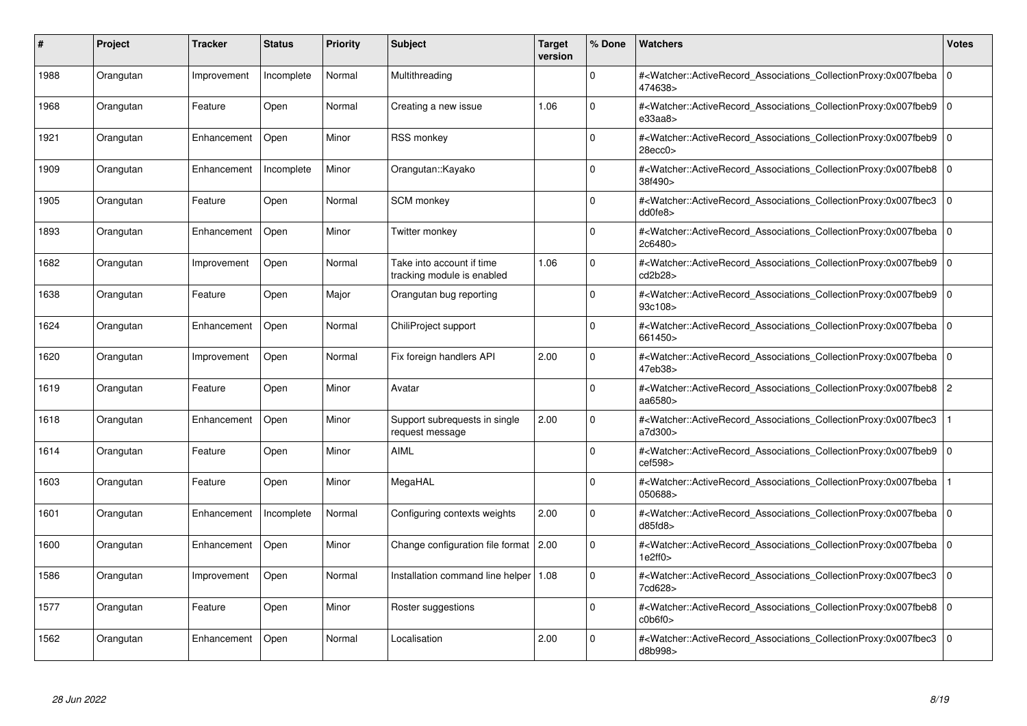| # | Project | Tracker | Status | Priority | Subject | Target version | % Done | Watchers | Votes |
|---|---|---|---|---|---|---|---|---|---|
| 1988 | Orangutan | Improvement | Incomplete | Normal | Multithreading | | 0 | #<Watcher::ActiveRecord_Associations_CollectionProxy:0x007fbeba474638> | 0 |
| 1968 | Orangutan | Feature | Open | Normal | Creating a new issue | 1.06 | 0 | #<Watcher::ActiveRecord_Associations_CollectionProxy:0x007fbeb9e33aa8> | 0 |
| 1921 | Orangutan | Enhancement | Open | Minor | RSS monkey | | 0 | #<Watcher::ActiveRecord_Associations_CollectionProxy:0x007fbeb928ecc0> | 0 |
| 1909 | Orangutan | Enhancement | Incomplete | Minor | Orangutan::Kayako | | 0 | #<Watcher::ActiveRecord_Associations_CollectionProxy:0x007fbeb838f490> | 0 |
| 1905 | Orangutan | Feature | Open | Normal | SCM monkey | | 0 | #<Watcher::ActiveRecord_Associations_CollectionProxy:0x007fbec3dd0fe8> | 0 |
| 1893 | Orangutan | Enhancement | Open | Minor | Twitter monkey | | 0 | #<Watcher::ActiveRecord_Associations_CollectionProxy:0x007fbeba2c6480> | 0 |
| 1682 | Orangutan | Improvement | Open | Normal | Take into account if time tracking module is enabled | 1.06 | 0 | #<Watcher::ActiveRecord_Associations_CollectionProxy:0x007fbeb9cd2b28> | 0 |
| 1638 | Orangutan | Feature | Open | Major | Orangutan bug reporting | | 0 | #<Watcher::ActiveRecord_Associations_CollectionProxy:0x007fbeb993c108> | 0 |
| 1624 | Orangutan | Enhancement | Open | Normal | ChiliProject support | | 0 | #<Watcher::ActiveRecord_Associations_CollectionProxy:0x007fbeba661450> | 0 |
| 1620 | Orangutan | Improvement | Open | Normal | Fix foreign handlers API | 2.00 | 0 | #<Watcher::ActiveRecord_Associations_CollectionProxy:0x007fbeba47eb38> | 0 |
| 1619 | Orangutan | Feature | Open | Minor | Avatar | | 0 | #<Watcher::ActiveRecord_Associations_CollectionProxy:0x007fbeb8aa6580> | 2 |
| 1618 | Orangutan | Enhancement | Open | Minor | Support subrequests in single request message | 2.00 | 0 | #<Watcher::ActiveRecord_Associations_CollectionProxy:0x007fbec3a7d300> | 1 |
| 1614 | Orangutan | Feature | Open | Minor | AIML | | 0 | #<Watcher::ActiveRecord_Associations_CollectionProxy:0x007fbeb9cef598> | 0 |
| 1603 | Orangutan | Feature | Open | Minor | MegaHAL | | 0 | #<Watcher::ActiveRecord_Associations_CollectionProxy:0x007fbeba050688> | 1 |
| 1601 | Orangutan | Enhancement | Incomplete | Normal | Configuring contexts weights | 2.00 | 0 | #<Watcher::ActiveRecord_Associations_CollectionProxy:0x007fbebad85fd8> | 0 |
| 1600 | Orangutan | Enhancement | Open | Minor | Change configuration file format | 2.00 | 0 | #<Watcher::ActiveRecord_Associations_CollectionProxy:0x007fbeba1e2ff0> | 0 |
| 1586 | Orangutan | Improvement | Open | Normal | Installation command line helper | 1.08 | 0 | #<Watcher::ActiveRecord_Associations_CollectionProxy:0x007fbec37cd628> | 0 |
| 1577 | Orangutan | Feature | Open | Minor | Roster suggestions | | 0 | #<Watcher::ActiveRecord_Associations_CollectionProxy:0x007fbeb8c0b6f0> | 0 |
| 1562 | Orangutan | Enhancement | Open | Normal | Localisation | 2.00 | 0 | #<Watcher::ActiveRecord_Associations_CollectionProxy:0x007fbec3d8b998> | 0 |

*28 Jun 2022*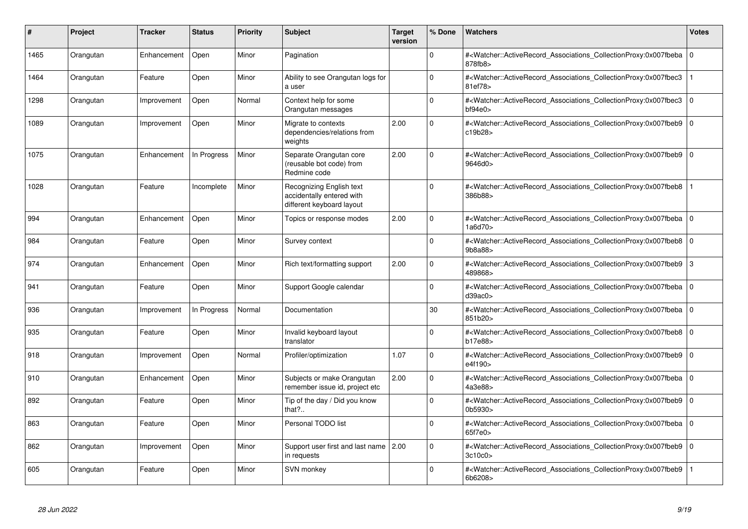| # | Project | Tracker | Status | Priority | Subject | Target version | % Done | Watchers | Votes |
|---|---|---|---|---|---|---|---|---|---|
| 1465 | Orangutan | Enhancement | Open | Minor | Pagination | | 0 | #<Watcher::ActiveRecord_Associations_CollectionProxy:0x007fbeba878fb8> | 0 |
| 1464 | Orangutan | Feature | Open | Minor | Ability to see Orangutan logs for a user | | 0 | #<Watcher::ActiveRecord_Associations_CollectionProxy:0x007fbec381ef78> | 1 |
| 1298 | Orangutan | Improvement | Open | Normal | Context help for some Orangutan messages | | 0 | #<Watcher::ActiveRecord_Associations_CollectionProxy:0x007fbec3bf94e0> | 0 |
| 1089 | Orangutan | Improvement | Open | Minor | Migrate to contexts dependencies/relations from weights | 2.00 | 0 | #<Watcher::ActiveRecord_Associations_CollectionProxy:0x007fbeb9c19b28> | 0 |
| 1075 | Orangutan | Enhancement | In Progress | Minor | Separate Orangutan core (reusable bot code) from Redmine code | 2.00 | 0 | #<Watcher::ActiveRecord_Associations_CollectionProxy:0x007fbeb99646d0> | 0 |
| 1028 | Orangutan | Feature | Incomplete | Minor | Recognizing English text accidentally entered with different keyboard layout | | 0 | #<Watcher::ActiveRecord_Associations_CollectionProxy:0x007fbeb8386b88> | 1 |
| 994 | Orangutan | Enhancement | Open | Minor | Topics or response modes | 2.00 | 0 | #<Watcher::ActiveRecord_Associations_CollectionProxy:0x007fbeba1a6d70> | 0 |
| 984 | Orangutan | Feature | Open | Minor | Survey context | | 0 | #<Watcher::ActiveRecord_Associations_CollectionProxy:0x007fbeb89b8a88> | 0 |
| 974 | Orangutan | Enhancement | Open | Minor | Rich text/formatting support | 2.00 | 0 | #<Watcher::ActiveRecord_Associations_CollectionProxy:0x007fbeb9489868> | 3 |
| 941 | Orangutan | Feature | Open | Minor | Support Google calendar | | 0 | #<Watcher::ActiveRecord_Associations_CollectionProxy:0x007fbebad39ac0> | 0 |
| 936 | Orangutan | Improvement | In Progress | Normal | Documentation | | 30 | #<Watcher::ActiveRecord_Associations_CollectionProxy:0x007fbeba851b20> | 0 |
| 935 | Orangutan | Feature | Open | Minor | Invalid keyboard layout translator | | 0 | #<Watcher::ActiveRecord_Associations_CollectionProxy:0x007fbeb8b17e88> | 0 |
| 918 | Orangutan | Improvement | Open | Normal | Profiler/optimization | 1.07 | 0 | #<Watcher::ActiveRecord_Associations_CollectionProxy:0x007fbeb9e4f190> | 0 |
| 910 | Orangutan | Enhancement | Open | Minor | Subjects or make Orangutan remember issue id, project etc | 2.00 | 0 | #<Watcher::ActiveRecord_Associations_CollectionProxy:0x007fbeba4a3e88> | 0 |
| 892 | Orangutan | Feature | Open | Minor | Tip of the day / Did you know that?.. | | 0 | #<Watcher::ActiveRecord_Associations_CollectionProxy:0x007fbeb90b5930> | 0 |
| 863 | Orangutan | Feature | Open | Minor | Personal TODO list | | 0 | #<Watcher::ActiveRecord_Associations_CollectionProxy:0x007fbeba65f7e0> | 0 |
| 862 | Orangutan | Improvement | Open | Minor | Support user first and last name in requests | 2.00 | 0 | #<Watcher::ActiveRecord_Associations_CollectionProxy:0x007fbeb93c10c0> | 0 |
| 605 | Orangutan | Feature | Open | Minor | SVN monkey | | 0 | #<Watcher::ActiveRecord_Associations_CollectionProxy:0x007fbeb96b6208> | 1 |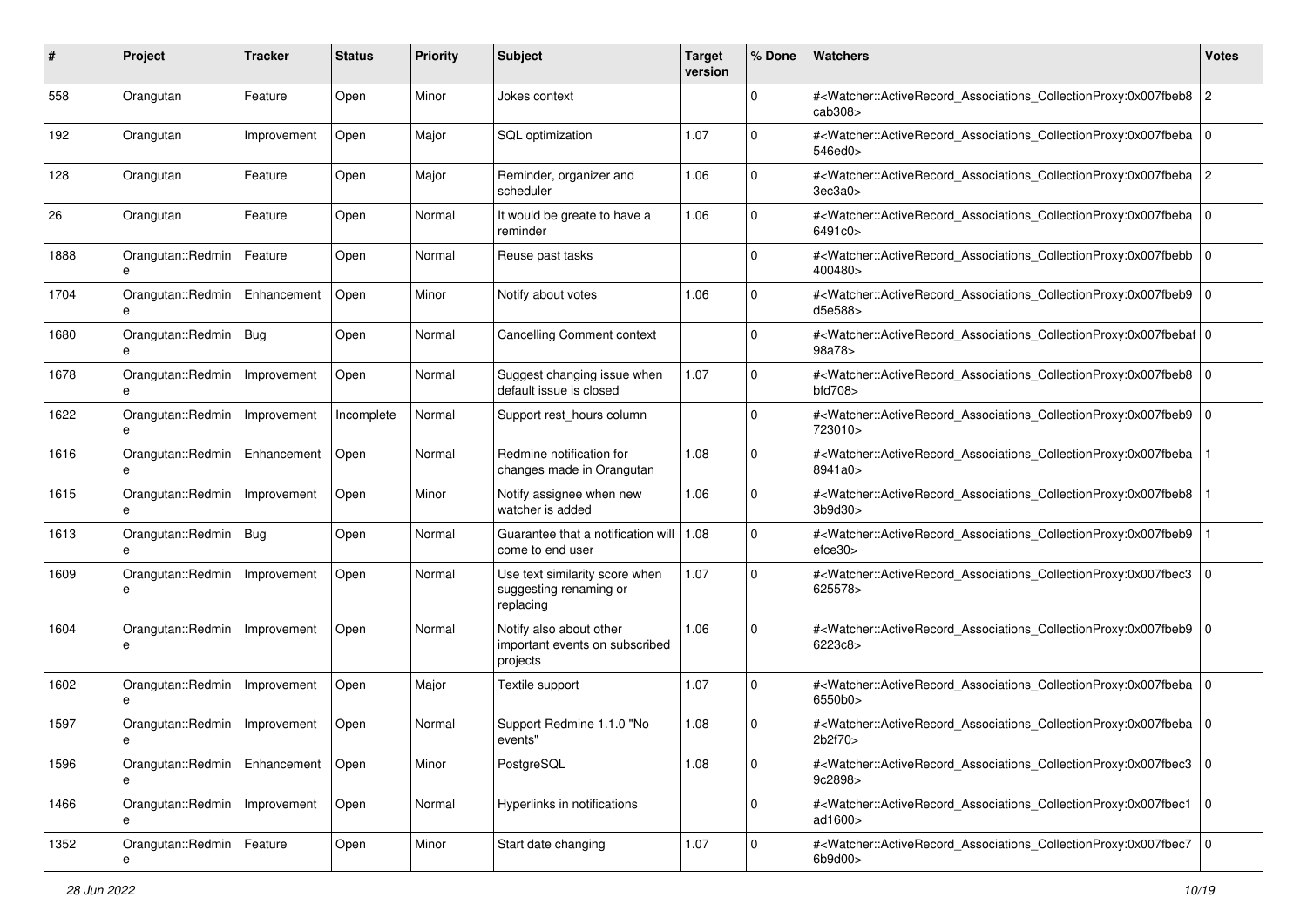| # | Project | Tracker | Status | Priority | Subject | Target version | % Done | Watchers | Votes |
|---|---|---|---|---|---|---|---|---|---|
| 558 | Orangutan | Feature | Open | Minor | Jokes context | | 0 | #<Watcher::ActiveRecord_Associations_CollectionProxy:0x007fbeb8cab308> | 2 |
| 192 | Orangutan | Improvement | Open | Major | SQL optimization | 1.07 | 0 | #<Watcher::ActiveRecord_Associations_CollectionProxy:0x007fbeba546ed0> | 0 |
| 128 | Orangutan | Feature | Open | Major | Reminder, organizer and scheduler | 1.06 | 0 | #<Watcher::ActiveRecord_Associations_CollectionProxy:0x007fbeba3ec3a0> | 2 |
| 26 | Orangutan | Feature | Open | Normal | It would be greate to have a reminder | 1.06 | 0 | #<Watcher::ActiveRecord_Associations_CollectionProxy:0x007fbeba6491c0> | 0 |
| 1888 | Orangutan::Redmine | Feature | Open | Normal | Reuse past tasks | | 0 | #<Watcher::ActiveRecord_Associations_CollectionProxy:0x007fbebb400480> | 0 |
| 1704 | Orangutan::Redmine | Enhancement | Open | Minor | Notify about votes | 1.06 | 0 | #<Watcher::ActiveRecord_Associations_CollectionProxy:0x007fbeb9d5e588> | 0 |
| 1680 | Orangutan::Redmine | Bug | Open | Normal | Cancelling Comment context | | 0 | #<Watcher::ActiveRecord_Associations_CollectionProxy:0x007fbebaf98a78> | 0 |
| 1678 | Orangutan::Redmine | Improvement | Open | Normal | Suggest changing issue when default issue is closed | 1.07 | 0 | #<Watcher::ActiveRecord_Associations_CollectionProxy:0x007fbeb8bfd708> | 0 |
| 1622 | Orangutan::Redmine | Improvement | Incomplete | Normal | Support rest_hours column | | 0 | #<Watcher::ActiveRecord_Associations_CollectionProxy:0x007fbeb9723010> | 0 |
| 1616 | Orangutan::Redmine | Enhancement | Open | Normal | Redmine notification for changes made in Orangutan | 1.08 | 0 | #<Watcher::ActiveRecord_Associations_CollectionProxy:0x007fbeba8941a0> | 1 |
| 1615 | Orangutan::Redmine | Improvement | Open | Minor | Notify assignee when new watcher is added | 1.06 | 0 | #<Watcher::ActiveRecord_Associations_CollectionProxy:0x007fbeb83b9d30> | 1 |
| 1613 | Orangutan::Redmine | Bug | Open | Normal | Guarantee that a notification will come to end user | 1.08 | 0 | #<Watcher::ActiveRecord_Associations_CollectionProxy:0x007fbeb9efce30> | 1 |
| 1609 | Orangutan::Redmine | Improvement | Open | Normal | Use text similarity score when suggesting renaming or replacing | 1.07 | 0 | #<Watcher::ActiveRecord_Associations_CollectionProxy:0x007fbec3625578> | 0 |
| 1604 | Orangutan::Redmine | Improvement | Open | Normal | Notify also about other important events on subscribed projects | 1.06 | 0 | #<Watcher::ActiveRecord_Associations_CollectionProxy:0x007fbeb96223c8> | 0 |
| 1602 | Orangutan::Redmine | Improvement | Open | Major | Textile support | 1.07 | 0 | #<Watcher::ActiveRecord_Associations_CollectionProxy:0x007fbeba6550b0> | 0 |
| 1597 | Orangutan::Redmine | Improvement | Open | Normal | Support Redmine 1.1.0 "No events" | 1.08 | 0 | #<Watcher::ActiveRecord_Associations_CollectionProxy:0x007fbeba2b2f70> | 0 |
| 1596 | Orangutan::Redmine | Enhancement | Open | Minor | PostgreSQL | 1.08 | 0 | #<Watcher::ActiveRecord_Associations_CollectionProxy:0x007fbec39c2898> | 0 |
| 1466 | Orangutan::Redmine | Improvement | Open | Normal | Hyperlinks in notifications | | 0 | #<Watcher::ActiveRecord_Associations_CollectionProxy:0x007fbec1ad1600> | 0 |
| 1352 | Orangutan::Redmine | Feature | Open | Minor | Start date changing | 1.07 | 0 | #<Watcher::ActiveRecord_Associations_CollectionProxy:0x007fbec76b9d00> | 0 |

*28 Jun 2022*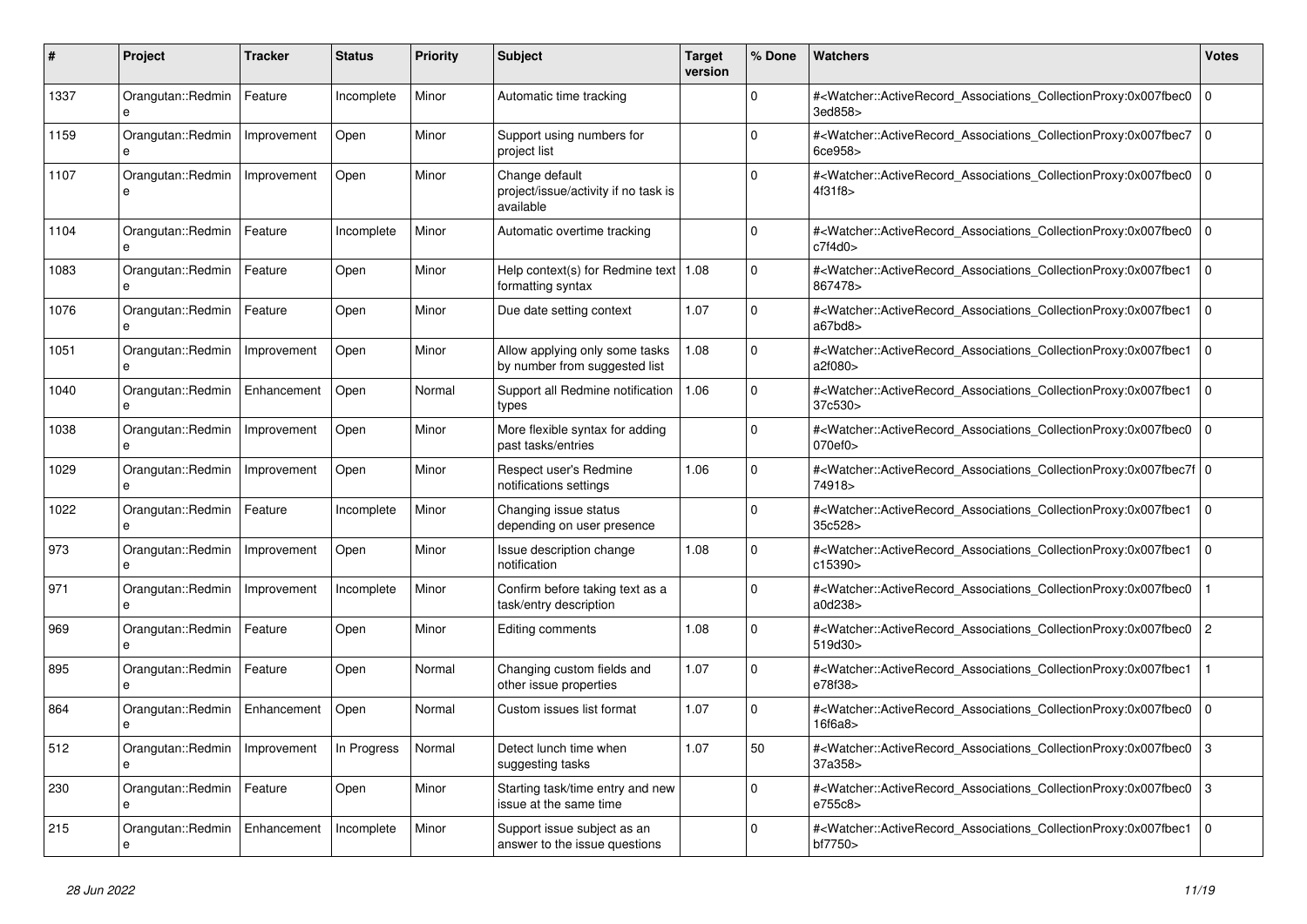| # | Project | Tracker | Status | Priority | Subject | Target version | % Done | Watchers | Votes |
|---|---|---|---|---|---|---|---|---|---|
| 1337 | Orangutan::Redmine | Feature | Incomplete | Minor | Automatic time tracking | | 0 | #<Watcher::ActiveRecord_Associations_CollectionProxy:0x007fbec03ed858> | 0 |
| 1159 | Orangutan::Redmine | Improvement | Open | Minor | Support using numbers for project list | | 0 | #<Watcher::ActiveRecord_Associations_CollectionProxy:0x007fbec76ce958> | 0 |
| 1107 | Orangutan::Redmine | Improvement | Open | Minor | Change default project/issue/activity if no task is available | | 0 | #<Watcher::ActiveRecord_Associations_CollectionProxy:0x007fbec04f31f8> | 0 |
| 1104 | Orangutan::Redmine | Feature | Incomplete | Minor | Automatic overtime tracking | | 0 | #<Watcher::ActiveRecord_Associations_CollectionProxy:0x007fbec0c7f4d0> | 0 |
| 1083 | Orangutan::Redmine | Feature | Open | Minor | Help context(s) for Redmine text formatting syntax | 1.08 | 0 | #<Watcher::ActiveRecord_Associations_CollectionProxy:0x007fbec1867478> | 0 |
| 1076 | Orangutan::Redmine | Feature | Open | Minor | Due date setting context | 1.07 | 0 | #<Watcher::ActiveRecord_Associations_CollectionProxy:0x007fbec1a67bd8> | 0 |
| 1051 | Orangutan::Redmine | Improvement | Open | Minor | Allow applying only some tasks by number from suggested list | 1.08 | 0 | #<Watcher::ActiveRecord_Associations_CollectionProxy:0x007fbec1a2f080> | 0 |
| 1040 | Orangutan::Redmine | Enhancement | Open | Normal | Support all Redmine notification types | 1.06 | 0 | #<Watcher::ActiveRecord_Associations_CollectionProxy:0x007fbec137c530> | 0 |
| 1038 | Orangutan::Redmine | Improvement | Open | Minor | More flexible syntax for adding past tasks/entries | | 0 | #<Watcher::ActiveRecord_Associations_CollectionProxy:0x007fbec0070ef0> | 0 |
| 1029 | Orangutan::Redmine | Improvement | Open | Minor | Respect user's Redmine notifications settings | 1.06 | 0 | #<Watcher::ActiveRecord_Associations_CollectionProxy:0x007fbec7f74918> | 0 |
| 1022 | Orangutan::Redmine | Feature | Incomplete | Minor | Changing issue status depending on user presence | | 0 | #<Watcher::ActiveRecord_Associations_CollectionProxy:0x007fbec135c528> | 0 |
| 973 | Orangutan::Redmine | Improvement | Open | Minor | Issue description change notification | 1.08 | 0 | #<Watcher::ActiveRecord_Associations_CollectionProxy:0x007fbec1c15390> | 0 |
| 971 | Orangutan::Redmine | Improvement | Incomplete | Minor | Confirm before taking text as a task/entry description | | 0 | #<Watcher::ActiveRecord_Associations_CollectionProxy:0x007fbec0a0d238> | 1 |
| 969 | Orangutan::Redmine | Feature | Open | Minor | Editing comments | 1.08 | 0 | #<Watcher::ActiveRecord_Associations_CollectionProxy:0x007fbec0519d30> | 2 |
| 895 | Orangutan::Redmine | Feature | Open | Normal | Changing custom fields and other issue properties | 1.07 | 0 | #<Watcher::ActiveRecord_Associations_CollectionProxy:0x007fbec1e78f38> | 1 |
| 864 | Orangutan::Redmine | Enhancement | Open | Normal | Custom issues list format | 1.07 | 0 | #<Watcher::ActiveRecord_Associations_CollectionProxy:0x007fbec016f6a8> | 0 |
| 512 | Orangutan::Redmine | Improvement | In Progress | Normal | Detect lunch time when suggesting tasks | 1.07 | 50 | #<Watcher::ActiveRecord_Associations_CollectionProxy:0x007fbec037a358> | 3 |
| 230 | Orangutan::Redmine | Feature | Open | Minor | Starting task/time entry and new issue at the same time | | 0 | #<Watcher::ActiveRecord_Associations_CollectionProxy:0x007fbec0e755c8> | 3 |
| 215 | Orangutan::Redmine | Enhancement | Incomplete | Minor | Support issue subject as an answer to the issue questions | | 0 | #<Watcher::ActiveRecord_Associations_CollectionProxy:0x007fbec1bf7750> | 0 |

*28 Jun 2022*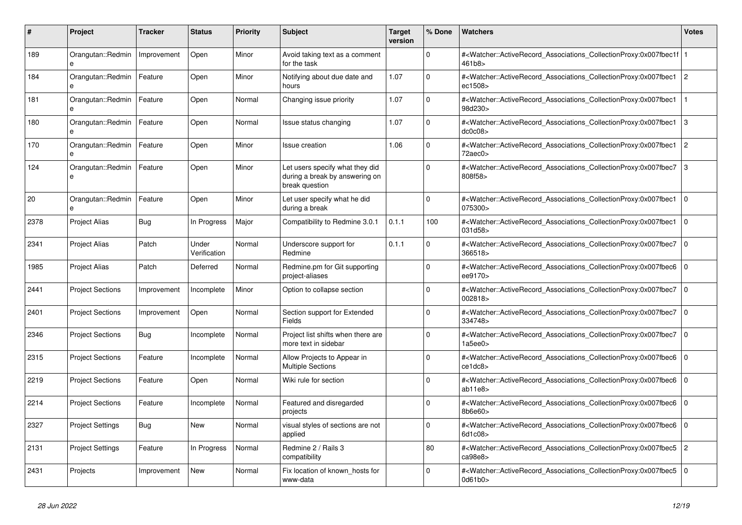| # | Project | Tracker | Status | Priority | Subject | Target version | % Done | Watchers | Votes |
|---|---|---|---|---|---|---|---|---|---|
| 189 | Orangutan::Redmine | Improvement | Open | Minor | Avoid taking text as a comment for the task | | 0 | #<Watcher::ActiveRecord_Associations_CollectionProxy:0x007fbec1f461b8> | 1 |
| 184 | Orangutan::Redmine | Feature | Open | Minor | Notifying about due date and hours | 1.07 | 0 | #<Watcher::ActiveRecord_Associations_CollectionProxy:0x007fbec1ec1508> | 2 |
| 181 | Orangutan::Redmine | Feature | Open | Normal | Changing issue priority | 1.07 | 0 | #<Watcher::ActiveRecord_Associations_CollectionProxy:0x007fbec198d230> | 1 |
| 180 | Orangutan::Redmine | Feature | Open | Normal | Issue status changing | 1.07 | 0 | #<Watcher::ActiveRecord_Associations_CollectionProxy:0x007fbec1dc0c08> | 3 |
| 170 | Orangutan::Redmine | Feature | Open | Minor | Issue creation | 1.06 | 0 | #<Watcher::ActiveRecord_Associations_CollectionProxy:0x007fbec172aec0> | 2 |
| 124 | Orangutan::Redmine | Feature | Open | Minor | Let users specify what they did during a break by answering on break question | | 0 | #<Watcher::ActiveRecord_Associations_CollectionProxy:0x007fbec7808f58> | 3 |
| 20 | Orangutan::Redmine | Feature | Open | Minor | Let user specify what he did during a break | | 0 | #<Watcher::ActiveRecord_Associations_CollectionProxy:0x007fbec1075300> | 0 |
| 2378 | Project Alias | Bug | In Progress | Major | Compatibility to Redmine 3.0.1 | 0.1.1 | 100 | #<Watcher::ActiveRecord_Associations_CollectionProxy:0x007fbec1031d58> | 0 |
| 2341 | Project Alias | Patch | Under Verification | Normal | Underscore support for Redmine | 0.1.1 | 0 | #<Watcher::ActiveRecord_Associations_CollectionProxy:0x007fbec7366518> | 0 |
| 1985 | Project Alias | Patch | Deferred | Normal | Redmine.pm for Git supporting project-aliases | | 0 | #<Watcher::ActiveRecord_Associations_CollectionProxy:0x007fbec6ee9170> | 0 |
| 2441 | Project Sections | Improvement | Incomplete | Minor | Option to collapse section | | 0 | #<Watcher::ActiveRecord_Associations_CollectionProxy:0x007fbec7002818> | 0 |
| 2401 | Project Sections | Improvement | Open | Normal | Section support for Extended Fields | | 0 | #<Watcher::ActiveRecord_Associations_CollectionProxy:0x007fbec7334748> | 0 |
| 2346 | Project Sections | Bug | Incomplete | Normal | Project list shifts when there are more text in sidebar | | 0 | #<Watcher::ActiveRecord_Associations_CollectionProxy:0x007fbec71a5ee0> | 0 |
| 2315 | Project Sections | Feature | Incomplete | Normal | Allow Projects to Appear in Multiple Sections | | 0 | #<Watcher::ActiveRecord_Associations_CollectionProxy:0x007fbec6ce1dc8> | 0 |
| 2219 | Project Sections | Feature | Open | Normal | Wiki rule for section | | 0 | #<Watcher::ActiveRecord_Associations_CollectionProxy:0x007fbec6ab11e8> | 0 |
| 2214 | Project Sections | Feature | Incomplete | Normal | Featured and disregarded projects | | 0 | #<Watcher::ActiveRecord_Associations_CollectionProxy:0x007fbec68b6e60> | 0 |
| 2327 | Project Settings | Bug | New | Normal | visual styles of sections are not applied | | 0 | #<Watcher::ActiveRecord_Associations_CollectionProxy:0x007fbec66d1c08> | 0 |
| 2131 | Project Settings | Feature | In Progress | Normal | Redmine 2 / Rails 3 compatibility | | 80 | #<Watcher::ActiveRecord_Associations_CollectionProxy:0x007fbec5ca98e8> | 2 |
| 2431 | Projects | Improvement | New | Normal | Fix location of known_hosts for www-data | | 0 | #<Watcher::ActiveRecord_Associations_CollectionProxy:0x007fbec50d61b0> | 0 |

*28 Jun 2022*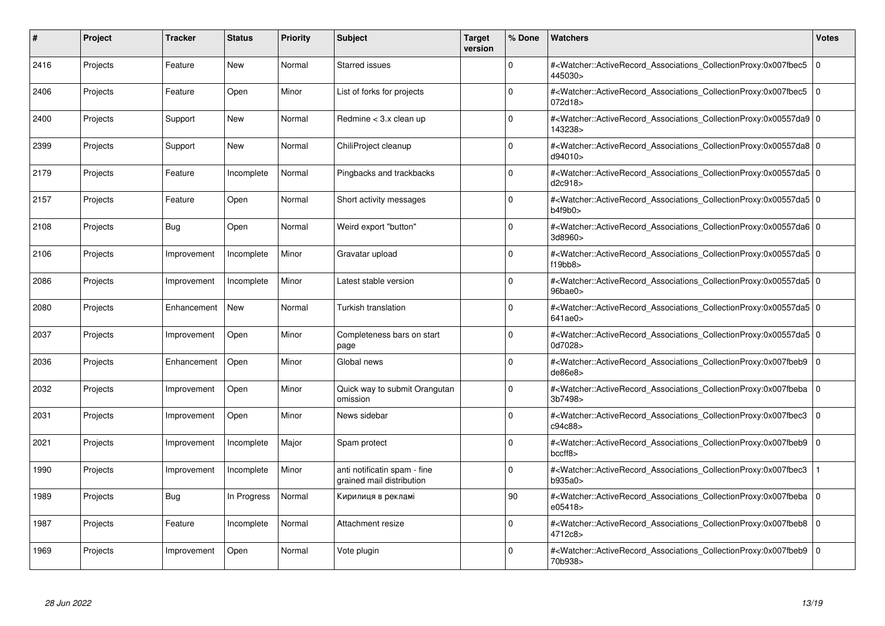| # | Project | Tracker | Status | Priority | Subject | Target version | % Done | Watchers | Votes |
|---|---|---|---|---|---|---|---|---|---|
| 2416 | Projects | Feature | New | Normal | Starred issues | | 0 | #<Watcher::ActiveRecord_Associations_CollectionProxy:0x007fbec5445030> | 0 |
| 2406 | Projects | Feature | Open | Minor | List of forks for projects | | 0 | #<Watcher::ActiveRecord_Associations_CollectionProxy:0x007fbec5072d18> | 0 |
| 2400 | Projects | Support | New | Normal | Redmine < 3.x clean up | | 0 | #<Watcher::ActiveRecord_Associations_CollectionProxy:0x00557da9143238> | 0 |
| 2399 | Projects | Support | New | Normal | ChiliProject cleanup | | 0 | #<Watcher::ActiveRecord_Associations_CollectionProxy:0x00557da8d94010> | 0 |
| 2179 | Projects | Feature | Incomplete | Normal | Pingbacks and trackbacks | | 0 | #<Watcher::ActiveRecord_Associations_CollectionProxy:0x00557da5d2c918> | 0 |
| 2157 | Projects | Feature | Open | Normal | Short activity messages | | 0 | #<Watcher::ActiveRecord_Associations_CollectionProxy:0x00557da5b4f9b0> | 0 |
| 2108 | Projects | Bug | Open | Normal | Weird export "button" | | 0 | #<Watcher::ActiveRecord_Associations_CollectionProxy:0x00557da63d8960> | 0 |
| 2106 | Projects | Improvement | Incomplete | Minor | Gravatar upload | | 0 | #<Watcher::ActiveRecord_Associations_CollectionProxy:0x00557da5f19bb8> | 0 |
| 2086 | Projects | Improvement | Incomplete | Minor | Latest stable version | | 0 | #<Watcher::ActiveRecord_Associations_CollectionProxy:0x00557da596bae0> | 0 |
| 2080 | Projects | Enhancement | New | Normal | Turkish translation | | 0 | #<Watcher::ActiveRecord_Associations_CollectionProxy:0x00557da5641ae0> | 0 |
| 2037 | Projects | Improvement | Open | Minor | Completeness bars on start page | | 0 | #<Watcher::ActiveRecord_Associations_CollectionProxy:0x00557da50d7028> | 0 |
| 2036 | Projects | Enhancement | Open | Minor | Global news | | 0 | #<Watcher::ActiveRecord_Associations_CollectionProxy:0x007fbeb9de86e8> | 0 |
| 2032 | Projects | Improvement | Open | Minor | Quick way to submit Orangutan omission | | 0 | #<Watcher::ActiveRecord_Associations_CollectionProxy:0x007fbeba3b7498> | 0 |
| 2031 | Projects | Improvement | Open | Minor | News sidebar | | 0 | #<Watcher::ActiveRecord_Associations_CollectionProxy:0x007fbec3c94c88> | 0 |
| 2021 | Projects | Improvement | Incomplete | Major | Spam protect | | 0 | #<Watcher::ActiveRecord_Associations_CollectionProxy:0x007fbeb9bccff8> | 0 |
| 1990 | Projects | Improvement | Incomplete | Minor | anti notificatin spam - fine grained mail distribution | | 0 | #<Watcher::ActiveRecord_Associations_CollectionProxy:0x007fbec3b935a0> | 1 |
| 1989 | Projects | Bug | In Progress | Normal | Кирилиця в рекламі | | 90 | #<Watcher::ActiveRecord_Associations_CollectionProxy:0x007fbebae05418> | 0 |
| 1987 | Projects | Feature | Incomplete | Normal | Attachment resize | | 0 | #<Watcher::ActiveRecord_Associations_CollectionProxy:0x007fbeb84712c8> | 0 |
| 1969 | Projects | Improvement | Open | Normal | Vote plugin | | 0 | #<Watcher::ActiveRecord_Associations_CollectionProxy:0x007fbeb970b938> | 0 |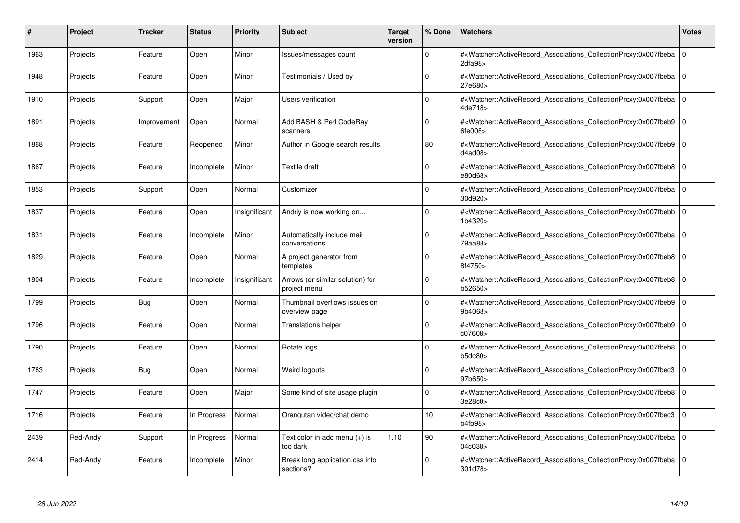| # | Project | Tracker | Status | Priority | Subject | Target version | % Done | Watchers | Votes |
|---|---|---|---|---|---|---|---|---|---|
| 1963 | Projects | Feature | Open | Minor | Issues/messages count | | 0 | #<Watcher::ActiveRecord_Associations_CollectionProxy:0x007fbeba2dfa98> | 0 |
| 1948 | Projects | Feature | Open | Minor | Testimonials / Used by | | 0 | #<Watcher::ActiveRecord_Associations_CollectionProxy:0x007fbeba27e680> | 0 |
| 1910 | Projects | Support | Open | Major | Users verification | | 0 | #<Watcher::ActiveRecord_Associations_CollectionProxy:0x007fbeba4de718> | 0 |
| 1891 | Projects | Improvement | Open | Normal | Add BASH & Perl CodeRay scanners | | 0 | #<Watcher::ActiveRecord_Associations_CollectionProxy:0x007fbeb96fe008> | 0 |
| 1868 | Projects | Feature | Reopened | Minor | Author in Google search results | | 80 | #<Watcher::ActiveRecord_Associations_CollectionProxy:0x007fbeb9d4ad08> | 0 |
| 1867 | Projects | Feature | Incomplete | Minor | Textile draft | | 0 | #<Watcher::ActiveRecord_Associations_CollectionProxy:0x007fbeb8e80d68> | 0 |
| 1853 | Projects | Support | Open | Normal | Customizer | | 0 | #<Watcher::ActiveRecord_Associations_CollectionProxy:0x007fbeba30d920> | 0 |
| 1837 | Projects | Feature | Open | Insignificant | Andriy is now working on... | | 0 | #<Watcher::ActiveRecord_Associations_CollectionProxy:0x007fbebb1b4320> | 0 |
| 1831 | Projects | Feature | Incomplete | Minor | Automatically include mail conversations | | 0 | #<Watcher::ActiveRecord_Associations_CollectionProxy:0x007fbeba79aa88> | 0 |
| 1829 | Projects | Feature | Open | Normal | A project generator from templates | | 0 | #<Watcher::ActiveRecord_Associations_CollectionProxy:0x007fbeb88f4750> | 0 |
| 1804 | Projects | Feature | Incomplete | Insignificant | Arrows (or similar solution) for project menu | | 0 | #<Watcher::ActiveRecord_Associations_CollectionProxy:0x007fbeb8b52650> | 0 |
| 1799 | Projects | Bug | Open | Normal | Thumbnail overflows issues on overview page | | 0 | #<Watcher::ActiveRecord_Associations_CollectionProxy:0x007fbeb99b4068> | 0 |
| 1796 | Projects | Feature | Open | Normal | Translations helper | | 0 | #<Watcher::ActiveRecord_Associations_CollectionProxy:0x007fbeb9c07608> | 0 |
| 1790 | Projects | Feature | Open | Normal | Rotate logs | | 0 | #<Watcher::ActiveRecord_Associations_CollectionProxy:0x007fbeb8b5dc80> | 0 |
| 1783 | Projects | Bug | Open | Normal | Weird logouts | | 0 | #<Watcher::ActiveRecord_Associations_CollectionProxy:0x007fbec397b650> | 0 |
| 1747 | Projects | Feature | Open | Major | Some kind of site usage plugin | | 0 | #<Watcher::ActiveRecord_Associations_CollectionProxy:0x007fbeb83e28c0> | 0 |
| 1716 | Projects | Feature | In Progress | Normal | Orangutan video/chat demo | | 10 | #<Watcher::ActiveRecord_Associations_CollectionProxy:0x007fbec3b4fb98> | 0 |
| 2439 | Red-Andy | Support | In Progress | Normal | Text color in add menu (+) is too dark | 1.10 | 90 | #<Watcher::ActiveRecord_Associations_CollectionProxy:0x007fbeba04c038> | 0 |
| 2414 | Red-Andy | Feature | Incomplete | Minor | Break long application.css into sections? | | 0 | #<Watcher::ActiveRecord_Associations_CollectionProxy:0x007fbeba301d78> | 0 |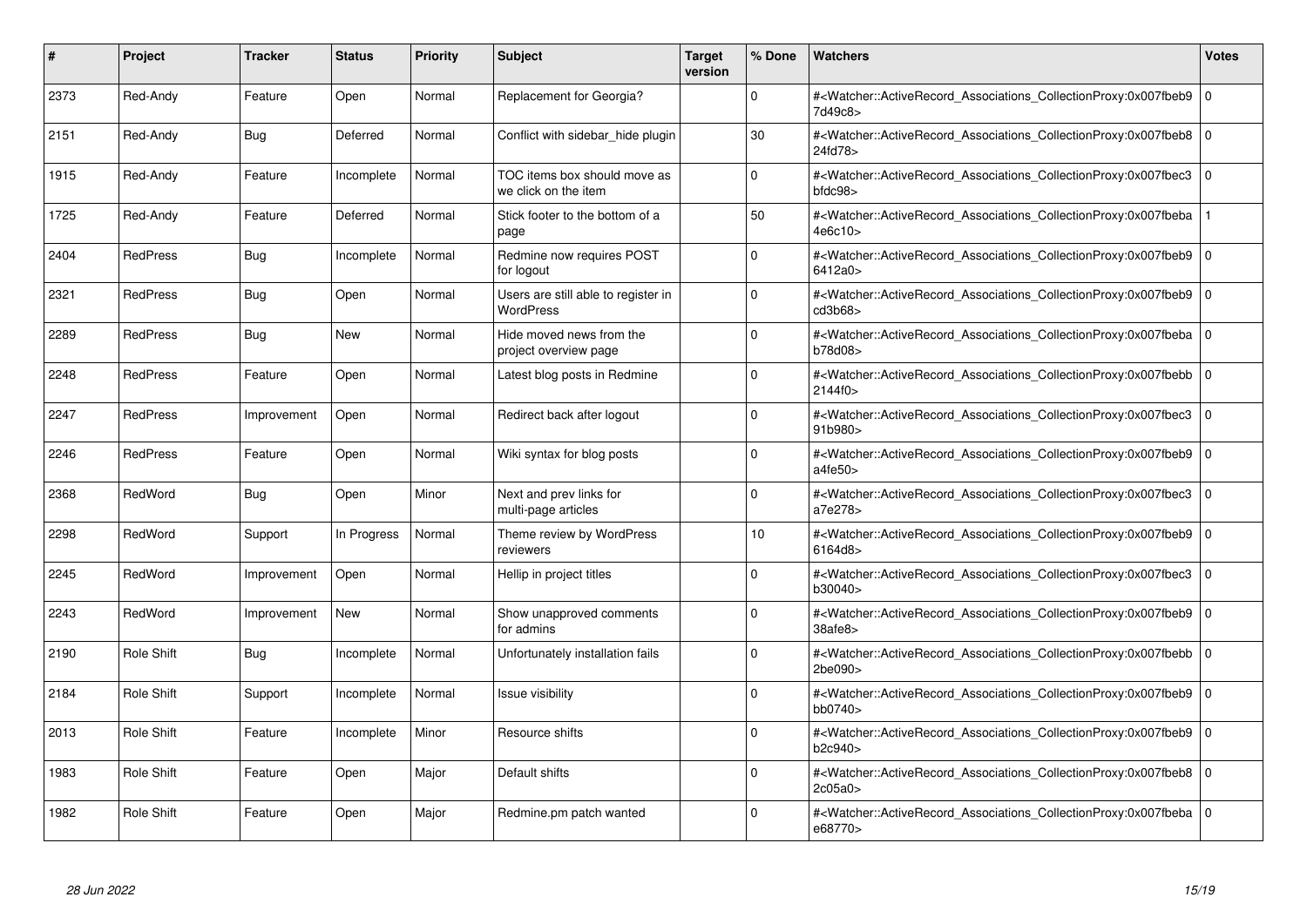| # | Project | Tracker | Status | Priority | Subject | Target version | % Done | Watchers | Votes |
|---|---|---|---|---|---|---|---|---|---|
| 2373 | Red-Andy | Feature | Open | Normal | Replacement for Georgia? | | 0 | #<Watcher::ActiveRecord_Associations_CollectionProxy:0x007fbeb97d49c8> | 0 |
| 2151 | Red-Andy | Bug | Deferred | Normal | Conflict with sidebar_hide plugin | | 30 | #<Watcher::ActiveRecord_Associations_CollectionProxy:0x007fbeb824fd78> | 0 |
| 1915 | Red-Andy | Feature | Incomplete | Normal | TOC items box should move as we click on the item | | 0 | #<Watcher::ActiveRecord_Associations_CollectionProxy:0x007fbec3bfdc98> | 0 |
| 1725 | Red-Andy | Feature | Deferred | Normal | Stick footer to the bottom of a page | | 50 | #<Watcher::ActiveRecord_Associations_CollectionProxy:0x007fbeba4e6c10> | 1 |
| 2404 | RedPress | Bug | Incomplete | Normal | Redmine now requires POST for logout | | 0 | #<Watcher::ActiveRecord_Associations_CollectionProxy:0x007fbeb96412a0> | 0 |
| 2321 | RedPress | Bug | Open | Normal | Users are still able to register in WordPress | | 0 | #<Watcher::ActiveRecord_Associations_CollectionProxy:0x007fbeb9cd3b68> | 0 |
| 2289 | RedPress | Bug | New | Normal | Hide moved news from the project overview page | | 0 | #<Watcher::ActiveRecord_Associations_CollectionProxy:0x007fbebab78d08> | 0 |
| 2248 | RedPress | Feature | Open | Normal | Latest blog posts in Redmine | | 0 | #<Watcher::ActiveRecord_Associations_CollectionProxy:0x007fbebb2144f0> | 0 |
| 2247 | RedPress | Improvement | Open | Normal | Redirect back after logout | | 0 | #<Watcher::ActiveRecord_Associations_CollectionProxy:0x007fbec391b980> | 0 |
| 2246 | RedPress | Feature | Open | Normal | Wiki syntax for blog posts | | 0 | #<Watcher::ActiveRecord_Associations_CollectionProxy:0x007fbeb9a4fe50> | 0 |
| 2368 | RedWord | Bug | Open | Minor | Next and prev links for multi-page articles | | 0 | #<Watcher::ActiveRecord_Associations_CollectionProxy:0x007fbec3a7e278> | 0 |
| 2298 | RedWord | Support | In Progress | Normal | Theme review by WordPress reviewers | | 10 | #<Watcher::ActiveRecord_Associations_CollectionProxy:0x007fbeb96164d8> | 0 |
| 2245 | RedWord | Improvement | Open | Normal | Hellip in project titles | | 0 | #<Watcher::ActiveRecord_Associations_CollectionProxy:0x007fbec3b30040> | 0 |
| 2243 | RedWord | Improvement | New | Normal | Show unapproved comments for admins | | 0 | #<Watcher::ActiveRecord_Associations_CollectionProxy:0x007fbeb938afe8> | 0 |
| 2190 | Role Shift | Bug | Incomplete | Normal | Unfortunately installation fails | | 0 | #<Watcher::ActiveRecord_Associations_CollectionProxy:0x007fbebb2be090> | 0 |
| 2184 | Role Shift | Support | Incomplete | Normal | Issue visibility | | 0 | #<Watcher::ActiveRecord_Associations_CollectionProxy:0x007fbeb9bb0740> | 0 |
| 2013 | Role Shift | Feature | Incomplete | Minor | Resource shifts | | 0 | #<Watcher::ActiveRecord_Associations_CollectionProxy:0x007fbeb9b2c940> | 0 |
| 1983 | Role Shift | Feature | Open | Major | Default shifts | | 0 | #<Watcher::ActiveRecord_Associations_CollectionProxy:0x007fbeb82c05a0> | 0 |
| 1982 | Role Shift | Feature | Open | Major | Redmine.pm patch wanted | | 0 | #<Watcher::ActiveRecord_Associations_CollectionProxy:0x007fbebae68770> | 0 |

*28 Jun 2022*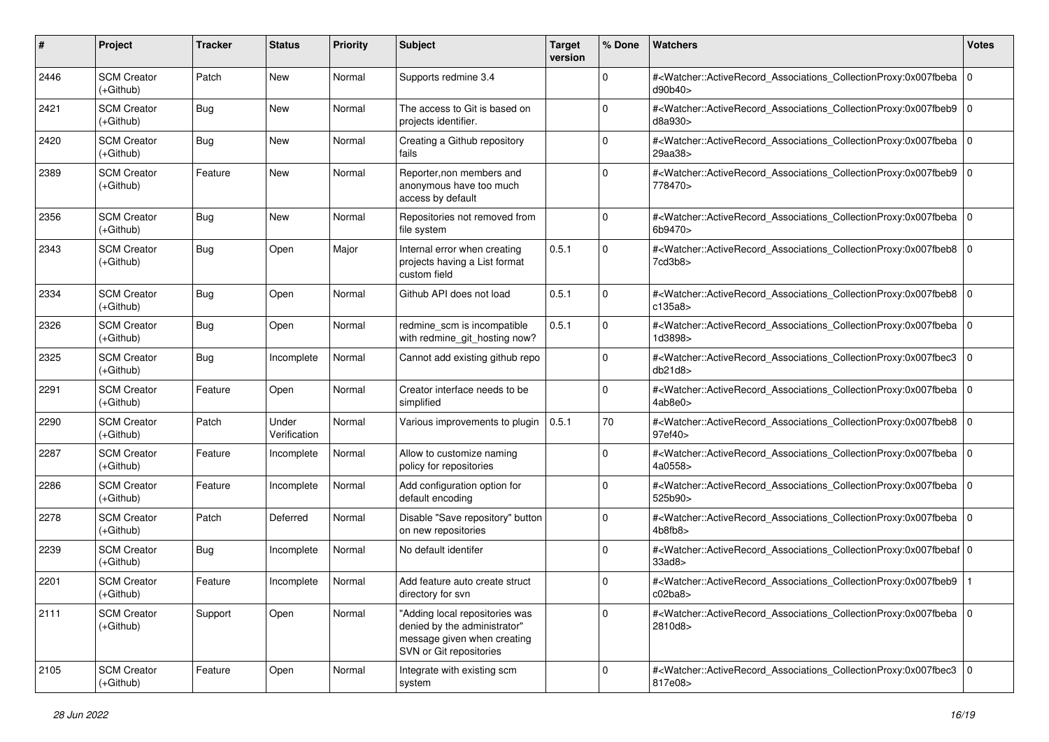| # | Project | Tracker | Status | Priority | Subject | Target version | % Done | Watchers | Votes |
|---|---|---|---|---|---|---|---|---|---|
| 2446 | SCM Creator (+Github) | Patch | New | Normal | Supports redmine 3.4 | | 0 | #<Watcher::ActiveRecord_Associations_CollectionProxy:0x007fbeba d90b40> | 0 |
| 2421 | SCM Creator (+Github) | Bug | New | Normal | The access to Git is based on projects identifier. | | 0 | #<Watcher::ActiveRecord_Associations_CollectionProxy:0x007fbeb9 d8a930> | 0 |
| 2420 | SCM Creator (+Github) | Bug | New | Normal | Creating a Github repository fails | | 0 | #<Watcher::ActiveRecord_Associations_CollectionProxy:0x007fbeba 29aa38> | 0 |
| 2389 | SCM Creator (+Github) | Feature | New | Normal | Reporter,non members and anonymous have too much access by default | | 0 | #<Watcher::ActiveRecord_Associations_CollectionProxy:0x007fbeb9 778470> | 0 |
| 2356 | SCM Creator (+Github) | Bug | New | Normal | Repositories not removed from file system | | 0 | #<Watcher::ActiveRecord_Associations_CollectionProxy:0x007fbeba 6b9470> | 0 |
| 2343 | SCM Creator (+Github) | Bug | Open | Major | Internal error when creating projects having a List format custom field | 0.5.1 | 0 | #<Watcher::ActiveRecord_Associations_CollectionProxy:0x007fbeb8 7cd3b8> | 0 |
| 2334 | SCM Creator (+Github) | Bug | Open | Normal | Github API does not load | 0.5.1 | 0 | #<Watcher::ActiveRecord_Associations_CollectionProxy:0x007fbeb8 c135a8> | 0 |
| 2326 | SCM Creator (+Github) | Bug | Open | Normal | redmine_scm is incompatible with redmine_git_hosting now? | 0.5.1 | 0 | #<Watcher::ActiveRecord_Associations_CollectionProxy:0x007fbeba 1d3898> | 0 |
| 2325 | SCM Creator (+Github) | Bug | Incomplete | Normal | Cannot add existing github repo | | 0 | #<Watcher::ActiveRecord_Associations_CollectionProxy:0x007fbec3 db21d8> | 0 |
| 2291 | SCM Creator (+Github) | Feature | Open | Normal | Creator interface needs to be simplified | | 0 | #<Watcher::ActiveRecord_Associations_CollectionProxy:0x007fbeba 4ab8e0> | 0 |
| 2290 | SCM Creator (+Github) | Patch | Under Verification | Normal | Various improvements to plugin | 0.5.1 | 70 | #<Watcher::ActiveRecord_Associations_CollectionProxy:0x007fbeb8 97ef40> | 0 |
| 2287 | SCM Creator (+Github) | Feature | Incomplete | Normal | Allow to customize naming policy for repositories | | 0 | #<Watcher::ActiveRecord_Associations_CollectionProxy:0x007fbeba 4a0558> | 0 |
| 2286 | SCM Creator (+Github) | Feature | Incomplete | Normal | Add configuration option for default encoding | | 0 | #<Watcher::ActiveRecord_Associations_CollectionProxy:0x007fbeba 525b90> | 0 |
| 2278 | SCM Creator (+Github) | Patch | Deferred | Normal | Disable "Save repository" button on new repositories | | 0 | #<Watcher::ActiveRecord_Associations_CollectionProxy:0x007fbeba 4b8fb8> | 0 |
| 2239 | SCM Creator (+Github) | Bug | Incomplete | Normal | No default identifer | | 0 | #<Watcher::ActiveRecord_Associations_CollectionProxy:0x007fbebaf 33ad8> | 0 |
| 2201 | SCM Creator (+Github) | Feature | Incomplete | Normal | Add feature auto create struct directory for svn | | 0 | #<Watcher::ActiveRecord_Associations_CollectionProxy:0x007fbeb9 c02ba8> | 1 |
| 2111 | SCM Creator (+Github) | Support | Open | Normal | "Adding local repositories was denied by the administrator" message given when creating SVN or Git repositories | | 0 | #<Watcher::ActiveRecord_Associations_CollectionProxy:0x007fbeba 2810d8> | 0 |
| 2105 | SCM Creator (+Github) | Feature | Open | Normal | Integrate with existing scm system | | 0 | #<Watcher::ActiveRecord_Associations_CollectionProxy:0x007fbec3 817e08> | 0 |

*28 Jun 2022*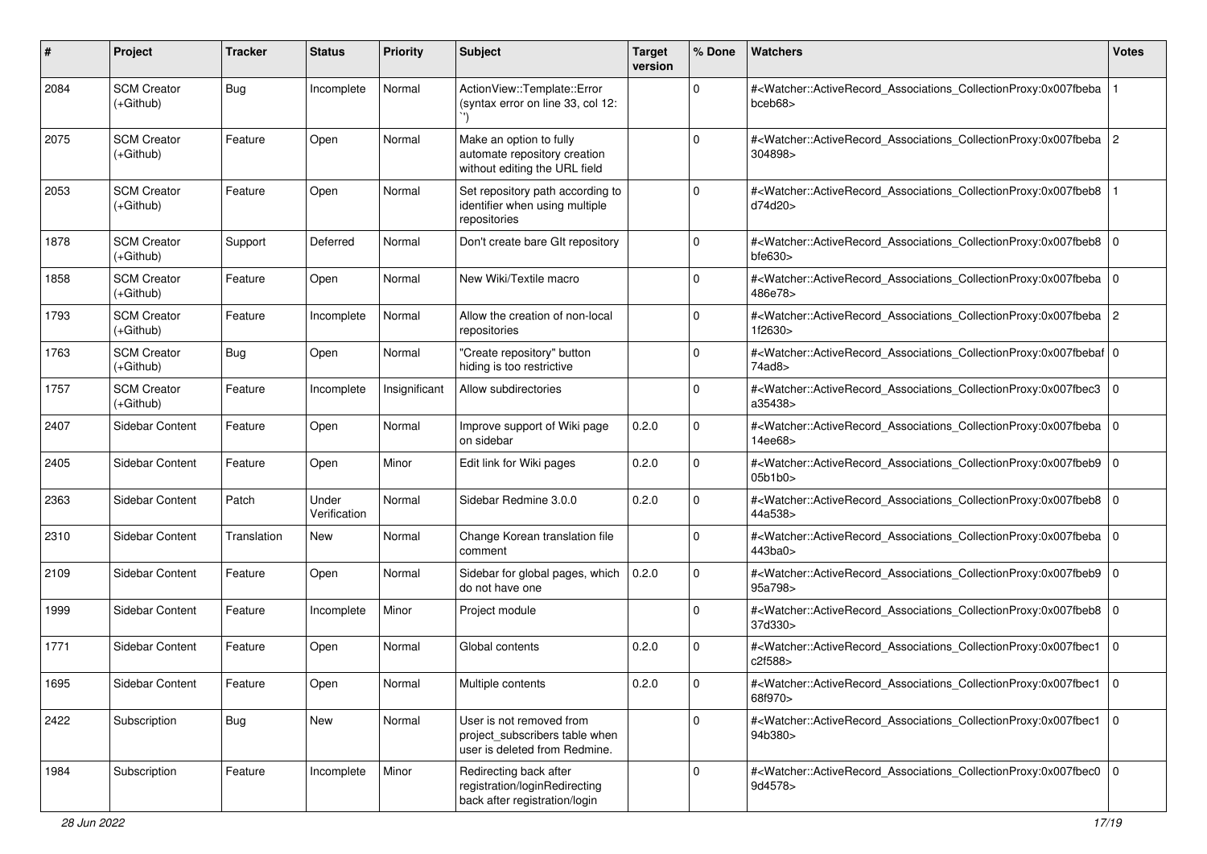| # | Project | Tracker | Status | Priority | Subject | Target version | % Done | Watchers | Votes |
|---|---|---|---|---|---|---|---|---|---|
| 2084 | SCM Creator (+Github) | Bug | Incomplete | Normal | ActionView::Template::Error (syntax error on line 33, col 12: `') |  | 0 | #<Watcher::ActiveRecord_Associations_CollectionProxy:0x007fbeba bceb68> | 1 |
| 2075 | SCM Creator (+Github) | Feature | Open | Normal | Make an option to fully automate repository creation without editing the URL field |  | 0 | #<Watcher::ActiveRecord_Associations_CollectionProxy:0x007fbeba 304898> | 2 |
| 2053 | SCM Creator (+Github) | Feature | Open | Normal | Set repository path according to identifier when using multiple repositories |  | 0 | #<Watcher::ActiveRecord_Associations_CollectionProxy:0x007fbeb8 d74d20> | 1 |
| 1878 | SCM Creator (+Github) | Support | Deferred | Normal | Don't create bare GIt repository |  | 0 | #<Watcher::ActiveRecord_Associations_CollectionProxy:0x007fbeb8 bfe630> | 0 |
| 1858 | SCM Creator (+Github) | Feature | Open | Normal | New Wiki/Textile macro |  | 0 | #<Watcher::ActiveRecord_Associations_CollectionProxy:0x007fbeba 486e78> | 0 |
| 1793 | SCM Creator (+Github) | Feature | Incomplete | Normal | Allow the creation of non-local repositories |  | 0 | #<Watcher::ActiveRecord_Associations_CollectionProxy:0x007fbeba 1f2630> | 2 |
| 1763 | SCM Creator (+Github) | Bug | Open | Normal | "Create repository" button hiding is too restrictive |  | 0 | #<Watcher::ActiveRecord_Associations_CollectionProxy:0x007fbebaf 74ad8> | 0 |
| 1757 | SCM Creator (+Github) | Feature | Incomplete | Insignificant | Allow subdirectories |  | 0 | #<Watcher::ActiveRecord_Associations_CollectionProxy:0x007fbec3 a35438> | 0 |
| 2407 | Sidebar Content | Feature | Open | Normal | Improve support of Wiki page on sidebar | 0.2.0 | 0 | #<Watcher::ActiveRecord_Associations_CollectionProxy:0x007fbeba 14ee68> | 0 |
| 2405 | Sidebar Content | Feature | Open | Minor | Edit link for Wiki pages | 0.2.0 | 0 | #<Watcher::ActiveRecord_Associations_CollectionProxy:0x007fbeb9 05b1b0> | 0 |
| 2363 | Sidebar Content | Patch | Under Verification | Normal | Sidebar Redmine 3.0.0 | 0.2.0 | 0 | #<Watcher::ActiveRecord_Associations_CollectionProxy:0x007fbeb8 44a538> | 0 |
| 2310 | Sidebar Content | Translation | New | Normal | Change Korean translation file comment |  | 0 | #<Watcher::ActiveRecord_Associations_CollectionProxy:0x007fbeba 443ba0> | 0 |
| 2109 | Sidebar Content | Feature | Open | Normal | Sidebar for global pages, which do not have one | 0.2.0 | 0 | #<Watcher::ActiveRecord_Associations_CollectionProxy:0x007fbeb9 95a798> | 0 |
| 1999 | Sidebar Content | Feature | Incomplete | Minor | Project module |  | 0 | #<Watcher::ActiveRecord_Associations_CollectionProxy:0x007fbeb8 37d330> | 0 |
| 1771 | Sidebar Content | Feature | Open | Normal | Global contents | 0.2.0 | 0 | #<Watcher::ActiveRecord_Associations_CollectionProxy:0x007fbec1 c2f588> | 0 |
| 1695 | Sidebar Content | Feature | Open | Normal | Multiple contents | 0.2.0 | 0 | #<Watcher::ActiveRecord_Associations_CollectionProxy:0x007fbec1 68f970> | 0 |
| 2422 | Subscription | Bug | New | Normal | User is not removed from project_subscribers table when user is deleted from Redmine. |  | 0 | #<Watcher::ActiveRecord_Associations_CollectionProxy:0x007fbec1 94b380> | 0 |
| 1984 | Subscription | Feature | Incomplete | Minor | Redirecting back after registration/loginRedirecting back after registration/login |  | 0 | #<Watcher::ActiveRecord_Associations_CollectionProxy:0x007fbec0 9d4578> | 0 |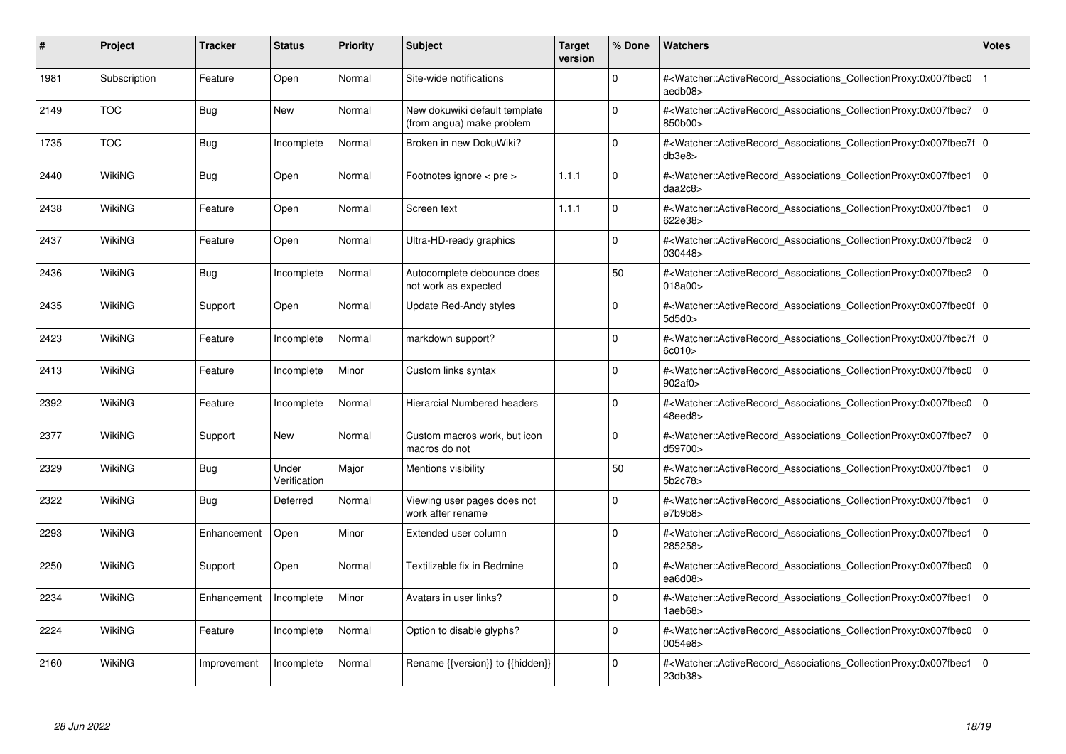| # | Project | Tracker | Status | Priority | Subject | Target version | % Done | Watchers | Votes |
|---|---|---|---|---|---|---|---|---|---|
| 1981 | Subscription | Feature | Open | Normal | Site-wide notifications | | 0 | #<Watcher::ActiveRecord_Associations_CollectionProxy:0x007fbec0aedb08> | 1 |
| 2149 | TOC | Bug | New | Normal | New dokuwiki default template (from angua) make problem | | 0 | #<Watcher::ActiveRecord_Associations_CollectionProxy:0x007fbec7850b00> | 0 |
| 1735 | TOC | Bug | Incomplete | Normal | Broken in new DokuWiki? | | 0 | #<Watcher::ActiveRecord_Associations_CollectionProxy:0x007fbec7fdb3e8> | 0 |
| 2440 | WikiNG | Bug | Open | Normal | Footnotes ignore < pre > | 1.1.1 | 0 | #<Watcher::ActiveRecord_Associations_CollectionProxy:0x007fbec1daa2c8> | 0 |
| 2438 | WikiNG | Feature | Open | Normal | Screen text | 1.1.1 | 0 | #<Watcher::ActiveRecord_Associations_CollectionProxy:0x007fbec1622e38> | 0 |
| 2437 | WikiNG | Feature | Open | Normal | Ultra-HD-ready graphics | | 0 | #<Watcher::ActiveRecord_Associations_CollectionProxy:0x007fbec2030448> | 0 |
| 2436 | WikiNG | Bug | Incomplete | Normal | Autocomplete debounce does not work as expected | | 50 | #<Watcher::ActiveRecord_Associations_CollectionProxy:0x007fbec2018a00> | 0 |
| 2435 | WikiNG | Support | Open | Normal | Update Red-Andy styles | | 0 | #<Watcher::ActiveRecord_Associations_CollectionProxy:0x007fbec0f5d5d0> | 0 |
| 2423 | WikiNG | Feature | Incomplete | Normal | markdown support? | | 0 | #<Watcher::ActiveRecord_Associations_CollectionProxy:0x007fbec7f6c010> | 0 |
| 2413 | WikiNG | Feature | Incomplete | Minor | Custom links syntax | | 0 | #<Watcher::ActiveRecord_Associations_CollectionProxy:0x007fbec0902af0> | 0 |
| 2392 | WikiNG | Feature | Incomplete | Normal | Hierarcial Numbered headers | | 0 | #<Watcher::ActiveRecord_Associations_CollectionProxy:0x007fbec048eed8> | 0 |
| 2377 | WikiNG | Support | New | Normal | Custom macros work, but icon macros do not | | 0 | #<Watcher::ActiveRecord_Associations_CollectionProxy:0x007fbec7d59700> | 0 |
| 2329 | WikiNG | Bug | Under Verification | Major | Mentions visibility | | 50 | #<Watcher::ActiveRecord_Associations_CollectionProxy:0x007fbec15b2c78> | 0 |
| 2322 | WikiNG | Bug | Deferred | Normal | Viewing user pages does not work after rename | | 0 | #<Watcher::ActiveRecord_Associations_CollectionProxy:0x007fbec1e7b9b8> | 0 |
| 2293 | WikiNG | Enhancement | Open | Minor | Extended user column | | 0 | #<Watcher::ActiveRecord_Associations_CollectionProxy:0x007fbec1285258> | 0 |
| 2250 | WikiNG | Support | Open | Normal | Textilizable fix in Redmine | | 0 | #<Watcher::ActiveRecord_Associations_CollectionProxy:0x007fbec0ea6d08> | 0 |
| 2234 | WikiNG | Enhancement | Incomplete | Minor | Avatars in user links? | | 0 | #<Watcher::ActiveRecord_Associations_CollectionProxy:0x007fbec11aeb68> | 0 |
| 2224 | WikiNG | Feature | Incomplete | Normal | Option to disable glyphs? | | 0 | #<Watcher::ActiveRecord_Associations_CollectionProxy:0x007fbec00054e8> | 0 |
| 2160 | WikiNG | Improvement | Incomplete | Normal | Rename {{version}} to {{hidden}} | | 0 | #<Watcher::ActiveRecord_Associations_CollectionProxy:0x007fbec123db38> | 0 |

*28 Jun 2022*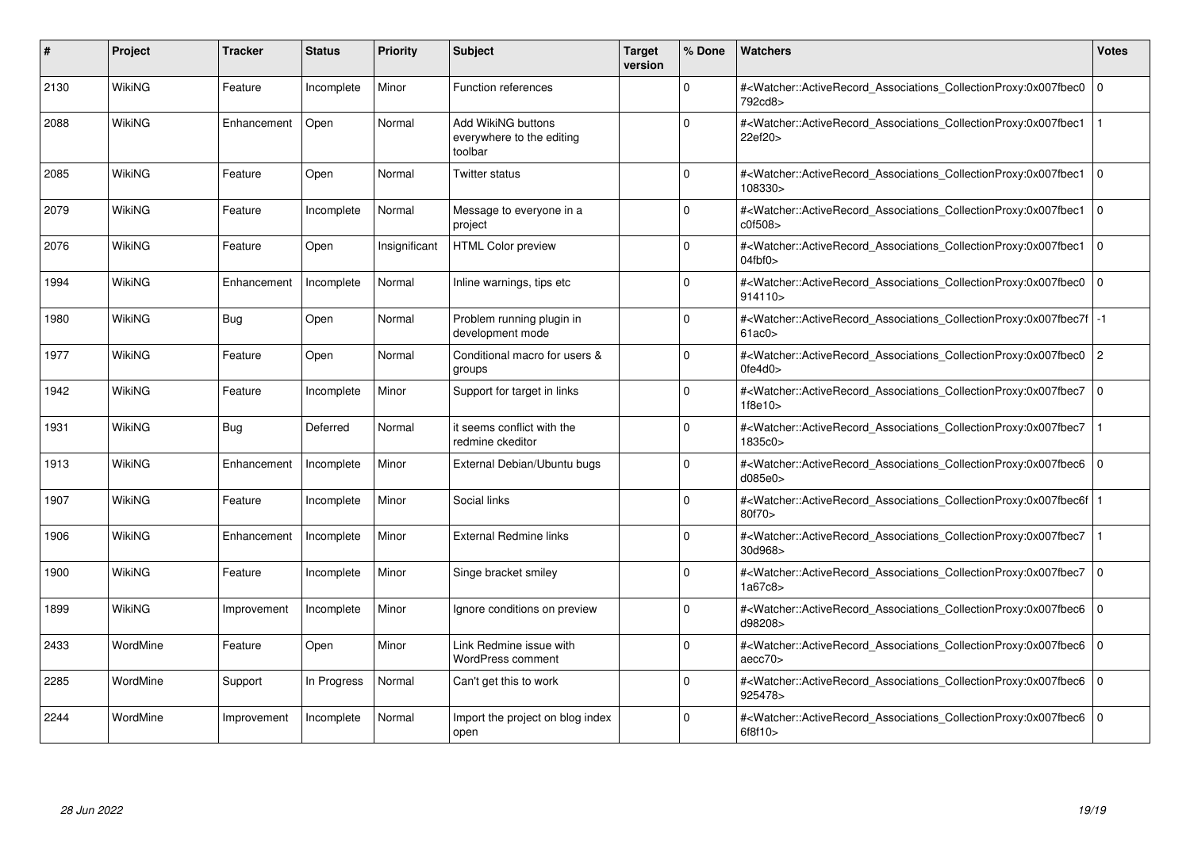| # | Project | Tracker | Status | Priority | Subject | Target version | % Done | Watchers | Votes |
|---|---|---|---|---|---|---|---|---|---|
| 2130 | WikiNG | Feature | Incomplete | Minor | Function references | | 0 | #<Watcher::ActiveRecord_Associations_CollectionProxy:0x007fbec0792cd8> | 0 |
| 2088 | WikiNG | Enhancement | Open | Normal | Add WikiNG buttons everywhere to the editing toolbar | | 0 | #<Watcher::ActiveRecord_Associations_CollectionProxy:0x007fbec122ef20> | 1 |
| 2085 | WikiNG | Feature | Open | Normal | Twitter status | | 0 | #<Watcher::ActiveRecord_Associations_CollectionProxy:0x007fbec1108330> | 0 |
| 2079 | WikiNG | Feature | Incomplete | Normal | Message to everyone in a project | | 0 | #<Watcher::ActiveRecord_Associations_CollectionProxy:0x007fbec1c0f508> | 0 |
| 2076 | WikiNG | Feature | Open | Insignificant | HTML Color preview | | 0 | #<Watcher::ActiveRecord_Associations_CollectionProxy:0x007fbec104fbf0> | 0 |
| 1994 | WikiNG | Enhancement | Incomplete | Normal | Inline warnings, tips etc | | 0 | #<Watcher::ActiveRecord_Associations_CollectionProxy:0x007fbec0914110> | 0 |
| 1980 | WikiNG | Bug | Open | Normal | Problem running plugin in development mode | | 0 | #<Watcher::ActiveRecord_Associations_CollectionProxy:0x007fbec7f61ac0> | -1 |
| 1977 | WikiNG | Feature | Open | Normal | Conditional macro for users & groups | | 0 | #<Watcher::ActiveRecord_Associations_CollectionProxy:0x007fbec00fe4d0> | 2 |
| 1942 | WikiNG | Feature | Incomplete | Minor | Support for target in links | | 0 | #<Watcher::ActiveRecord_Associations_CollectionProxy:0x007fbec71f8e10> | 0 |
| 1931 | WikiNG | Bug | Deferred | Normal | it seems conflict with the redmine ckeditor | | 0 | #<Watcher::ActiveRecord_Associations_CollectionProxy:0x007fbec71835c0> | 1 |
| 1913 | WikiNG | Enhancement | Incomplete | Minor | External Debian/Ubuntu bugs | | 0 | #<Watcher::ActiveRecord_Associations_CollectionProxy:0x007fbec6d085e0> | 0 |
| 1907 | WikiNG | Feature | Incomplete | Minor | Social links | | 0 | #<Watcher::ActiveRecord_Associations_CollectionProxy:0x007fbec6f80f70> | 1 |
| 1906 | WikiNG | Enhancement | Incomplete | Minor | External Redmine links | | 0 | #<Watcher::ActiveRecord_Associations_CollectionProxy:0x007fbec730d968> | 1 |
| 1900 | WikiNG | Feature | Incomplete | Minor | Singe bracket smiley | | 0 | #<Watcher::ActiveRecord_Associations_CollectionProxy:0x007fbec71a67c8> | 0 |
| 1899 | WikiNG | Improvement | Incomplete | Minor | Ignore conditions on preview | | 0 | #<Watcher::ActiveRecord_Associations_CollectionProxy:0x007fbec6d98208> | 0 |
| 2433 | WordMine | Feature | Open | Minor | Link Redmine issue with WordPress comment | | 0 | #<Watcher::ActiveRecord_Associations_CollectionProxy:0x007fbec6aecc70> | 0 |
| 2285 | WordMine | Support | In Progress | Normal | Can't get this to work | | 0 | #<Watcher::ActiveRecord_Associations_CollectionProxy:0x007fbec6925478> | 0 |
| 2244 | WordMine | Improvement | Incomplete | Normal | Import the project on blog index open | | 0 | #<Watcher::ActiveRecord_Associations_CollectionProxy:0x007fbec66f8f10> | 0 |

*28 Jun 2022*